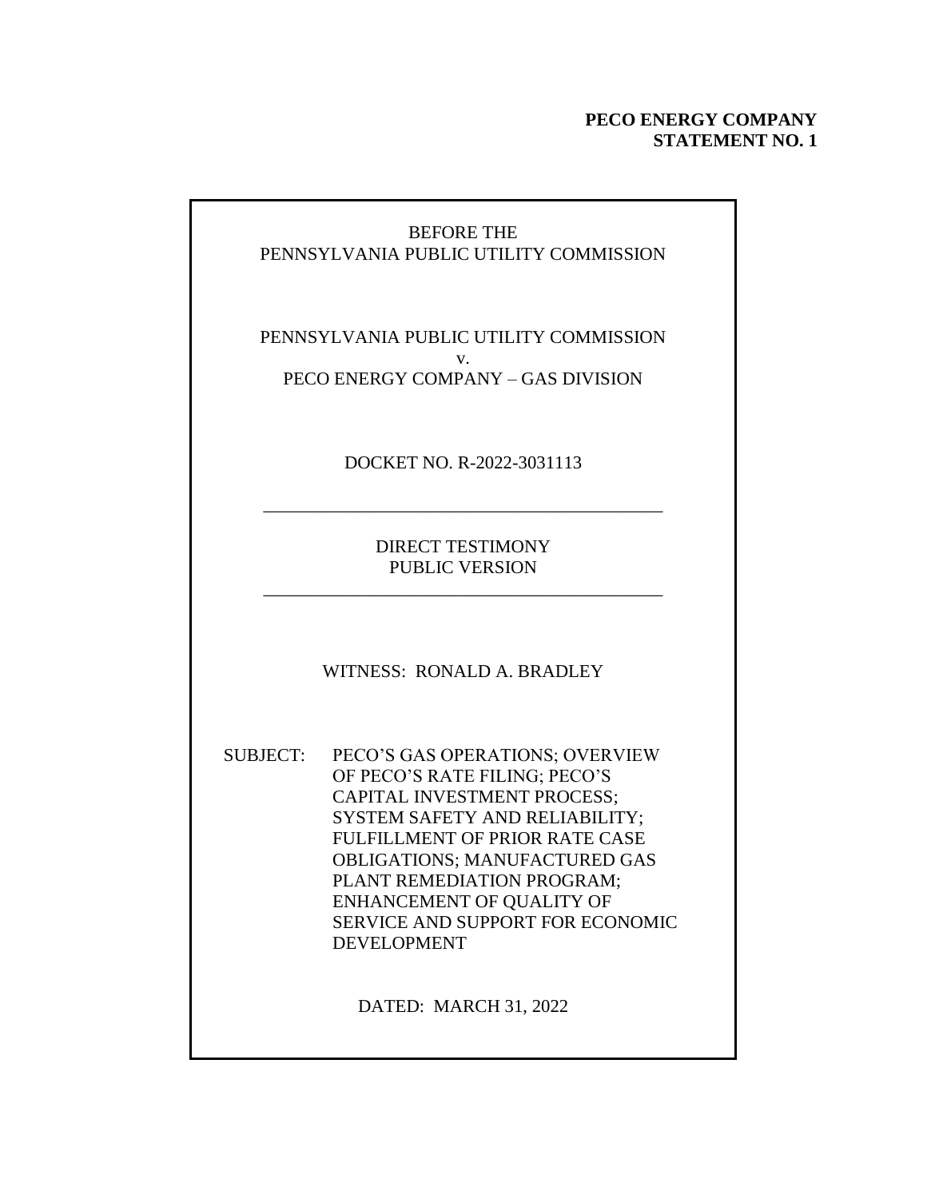**PECO ENERGY COMPANY**
**STATEMENT NO. 1**

BEFORE THE
PENNSYLVANIA PUBLIC UTILITY COMMISSION

PENNSYLVANIA PUBLIC UTILITY COMMISSION
v.
PECO ENERGY COMPANY – GAS DIVISION

DOCKET NO. R-2022-3031113

---

DIRECT TESTIMONY
PUBLIC VERSION

---

WITNESS: RONALD A. BRADLEY

SUBJECT: PECO'S GAS OPERATIONS; OVERVIEW OF PECO'S RATE FILING; PECO'S CAPITAL INVESTMENT PROCESS; SYSTEM SAFETY AND RELIABILITY; FULFILLMENT OF PRIOR RATE CASE OBLIGATIONS; MANUFACTURED GAS PLANT REMEDIATION PROGRAM; ENHANCEMENT OF QUALITY OF SERVICE AND SUPPORT FOR ECONOMIC DEVELOPMENT

DATED: MARCH 31, 2022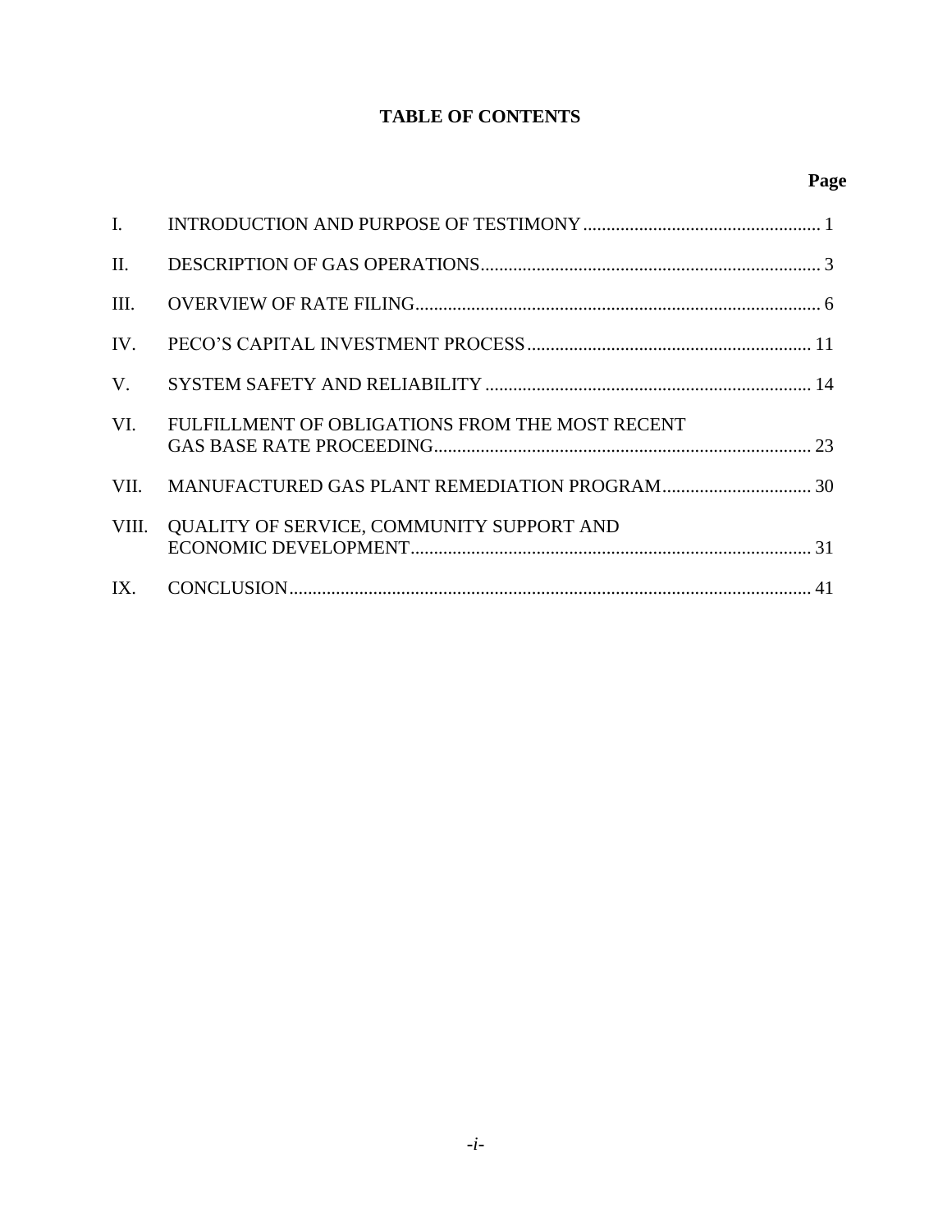# TABLE OF CONTENTS

| | | Page |
|---|---|---|
| I. | INTRODUCTION AND PURPOSE OF TESTIMONY | 1 |
| II. | DESCRIPTION OF GAS OPERATIONS | 3 |
| III. | OVERVIEW OF RATE FILING | 6 |
| IV. | PECO'S CAPITAL INVESTMENT PROCESS | 11 |
| V. | SYSTEM SAFETY AND RELIABILITY | 14 |
| VI. | FULFILLMENT OF OBLIGATIONS FROM THE MOST RECENT GAS BASE RATE PROCEEDING | 23 |
| VII. | MANUFACTURED GAS PLANT REMEDIATION PROGRAM | 30 |
| VIII. | QUALITY OF SERVICE, COMMUNITY SUPPORT AND ECONOMIC DEVELOPMENT | 31 |
| IX. | CONCLUSION | 41 |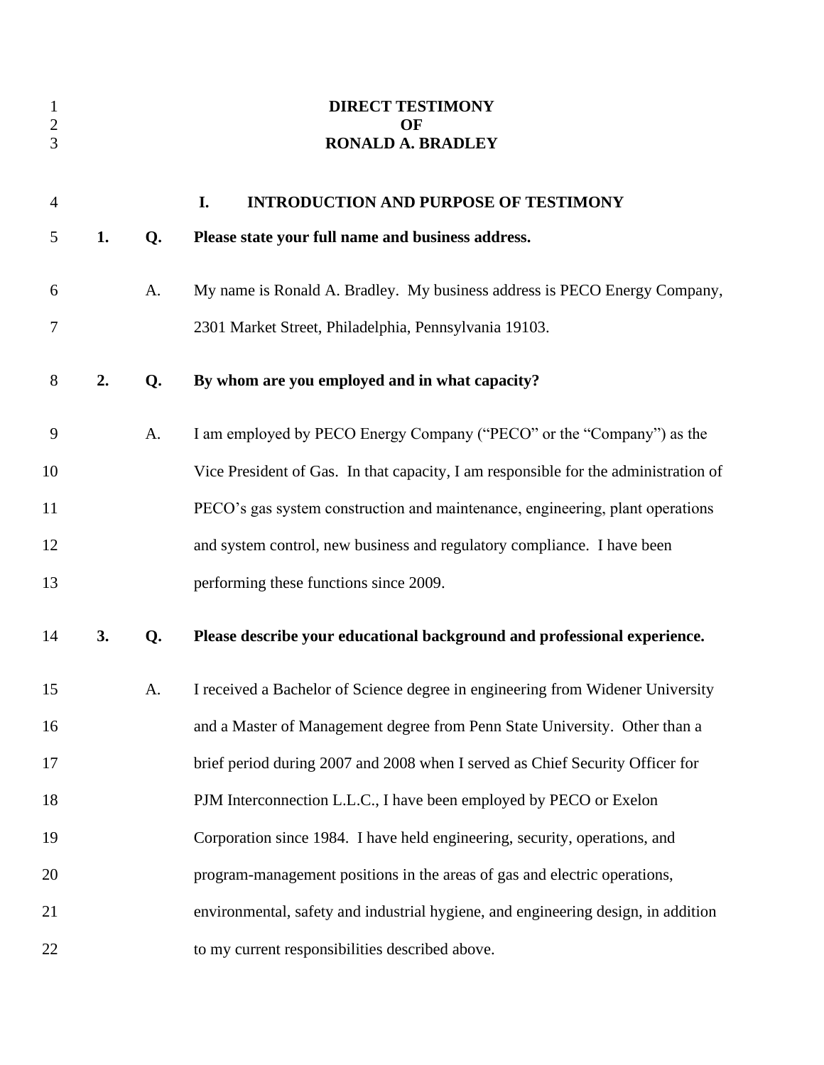# DIRECT TESTIMONY
# OF
# RONALD A. BRADLEY

## I. INTRODUCTION AND PURPOSE OF TESTIMONY

**1. Q. Please state your full name and business address.**

A. My name is Ronald A. Bradley. My business address is PECO Energy Company, 2301 Market Street, Philadelphia, Pennsylvania 19103.

**2. Q. By whom are you employed and in what capacity?**

A. I am employed by PECO Energy Company ("PECO" or the "Company") as the Vice President of Gas. In that capacity, I am responsible for the administration of PECO's gas system construction and maintenance, engineering, plant operations and system control, new business and regulatory compliance. I have been performing these functions since 2009.

**3. Q. Please describe your educational background and professional experience.**

A. I received a Bachelor of Science degree in engineering from Widener University and a Master of Management degree from Penn State University. Other than a brief period during 2007 and 2008 when I served as Chief Security Officer for PJM Interconnection L.L.C., I have been employed by PECO or Exelon Corporation since 1984. I have held engineering, security, operations, and program-management positions in the areas of gas and electric operations, environmental, safety and industrial hygiene, and engineering design, in addition to my current responsibilities described above.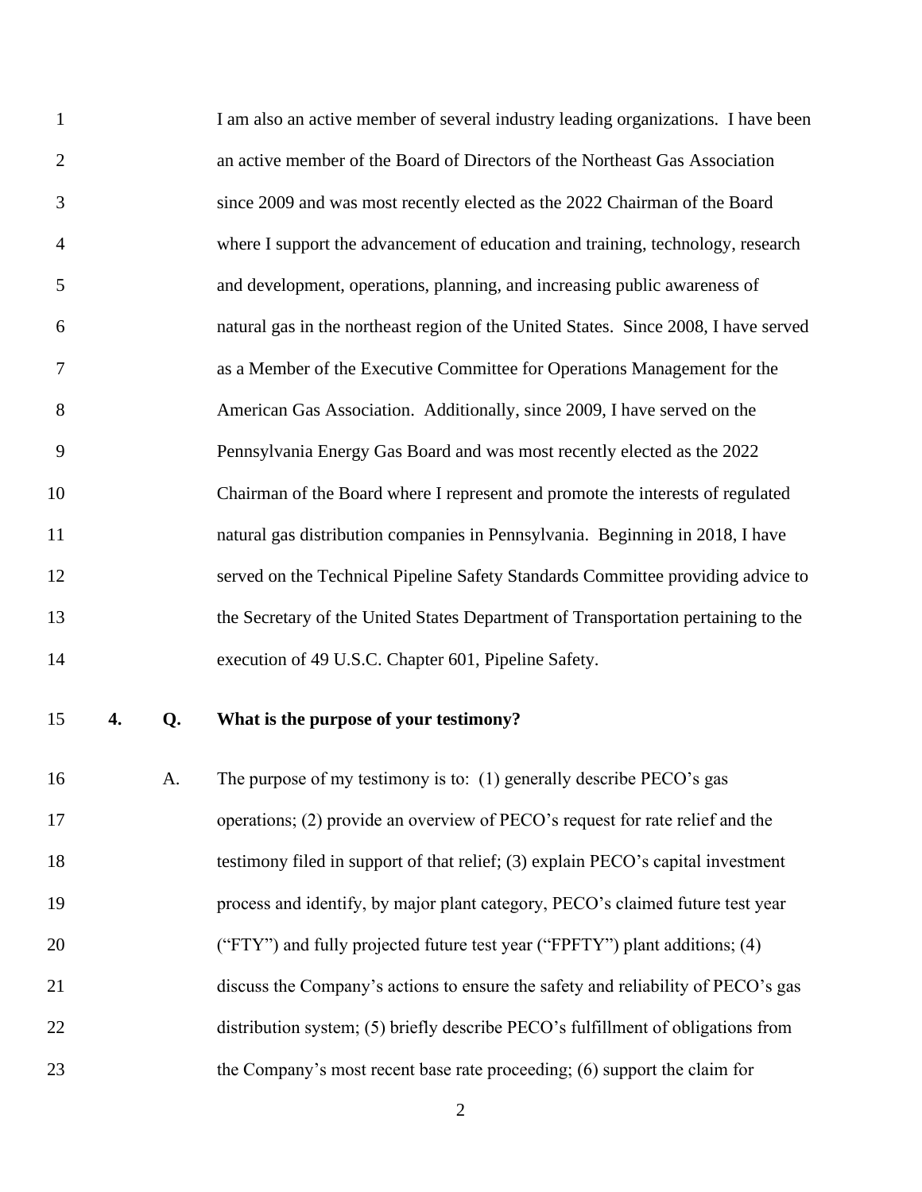I am also an active member of several industry leading organizations. I have been an active member of the Board of Directors of the Northeast Gas Association since 2009 and was most recently elected as the 2022 Chairman of the Board where I support the advancement of education and training, technology, research and development, operations, planning, and increasing public awareness of natural gas in the northeast region of the United States. Since 2008, I have served as a Member of the Executive Committee for Operations Management for the American Gas Association. Additionally, since 2009, I have served on the Pennsylvania Energy Gas Board and was most recently elected as the 2022 Chairman of the Board where I represent and promote the interests of regulated natural gas distribution companies in Pennsylvania. Beginning in 2018, I have served on the Technical Pipeline Safety Standards Committee providing advice to the Secretary of the United States Department of Transportation pertaining to the execution of 49 U.S.C. Chapter 601, Pipeline Safety.

**4. Q. What is the purpose of your testimony?**

A. The purpose of my testimony is to: (1) generally describe PECO's gas operations; (2) provide an overview of PECO's request for rate relief and the testimony filed in support of that relief; (3) explain PECO's capital investment process and identify, by major plant category, PECO's claimed future test year ("FTY") and fully projected future test year ("FPFTY") plant additions; (4) discuss the Company's actions to ensure the safety and reliability of PECO's gas distribution system; (5) briefly describe PECO's fulfillment of obligations from the Company's most recent base rate proceeding; (6) support the claim for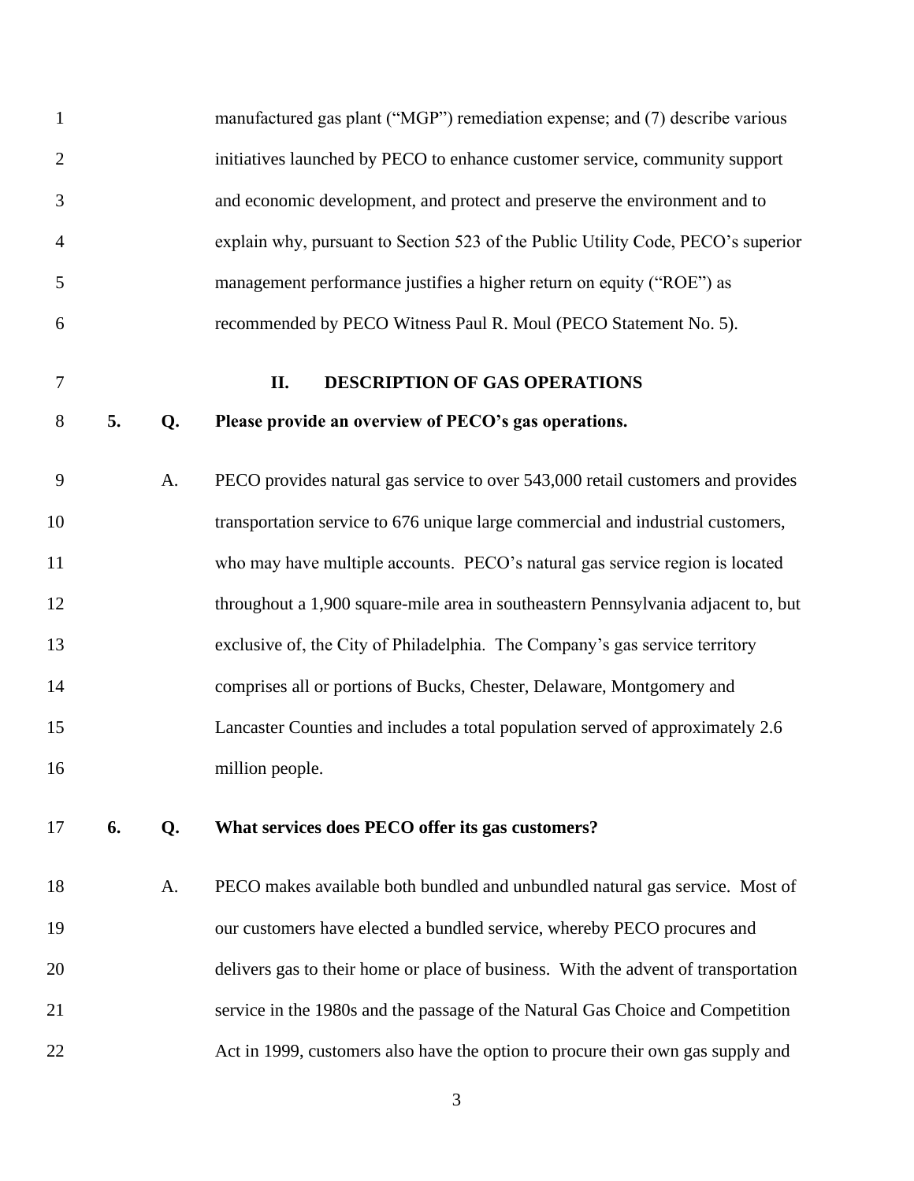manufactured gas plant ("MGP") remediation expense; and (7) describe various initiatives launched by PECO to enhance customer service, community support and economic development, and protect and preserve the environment and to explain why, pursuant to Section 523 of the Public Utility Code, PECO's superior management performance justifies a higher return on equity ("ROE") as recommended by PECO Witness Paul R. Moul (PECO Statement No. 5).

## II. DESCRIPTION OF GAS OPERATIONS

**5. Q. Please provide an overview of PECO's gas operations.**

A. PECO provides natural gas service to over 543,000 retail customers and provides transportation service to 676 unique large commercial and industrial customers, who may have multiple accounts. PECO's natural gas service region is located throughout a 1,900 square-mile area in southeastern Pennsylvania adjacent to, but exclusive of, the City of Philadelphia. The Company's gas service territory comprises all or portions of Bucks, Chester, Delaware, Montgomery and Lancaster Counties and includes a total population served of approximately 2.6 million people.

**6. Q. What services does PECO offer its gas customers?**

A. PECO makes available both bundled and unbundled natural gas service. Most of our customers have elected a bundled service, whereby PECO procures and delivers gas to their home or place of business. With the advent of transportation service in the 1980s and the passage of the Natural Gas Choice and Competition Act in 1999, customers also have the option to procure their own gas supply and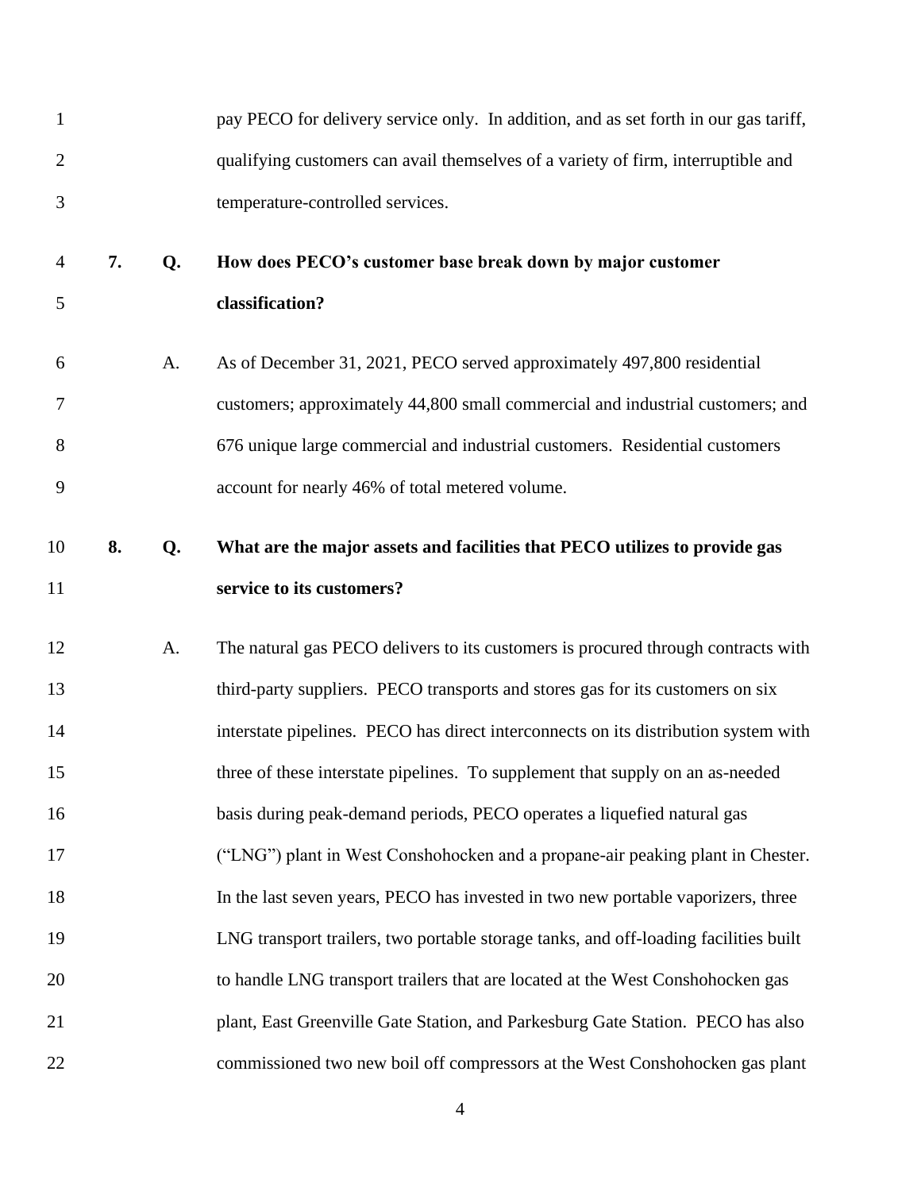pay PECO for delivery service only. In addition, and as set forth in our gas tariff, qualifying customers can avail themselves of a variety of firm, interruptible and temperature-controlled services.

**7. Q. How does PECO's customer base break down by major customer classification?**

A. As of December 31, 2021, PECO served approximately 497,800 residential customers; approximately 44,800 small commercial and industrial customers; and 676 unique large commercial and industrial customers. Residential customers account for nearly 46% of total metered volume.

**8. Q. What are the major assets and facilities that PECO utilizes to provide gas service to its customers?**

A. The natural gas PECO delivers to its customers is procured through contracts with third-party suppliers. PECO transports and stores gas for its customers on six interstate pipelines. PECO has direct interconnects on its distribution system with three of these interstate pipelines. To supplement that supply on an as-needed basis during peak-demand periods, PECO operates a liquefied natural gas ("LNG") plant in West Conshohocken and a propane-air peaking plant in Chester. In the last seven years, PECO has invested in two new portable vaporizers, three LNG transport trailers, two portable storage tanks, and off-loading facilities built to handle LNG transport trailers that are located at the West Conshohocken gas plant, East Greenville Gate Station, and Parkesburg Gate Station. PECO has also commissioned two new boil off compressors at the West Conshohocken gas plant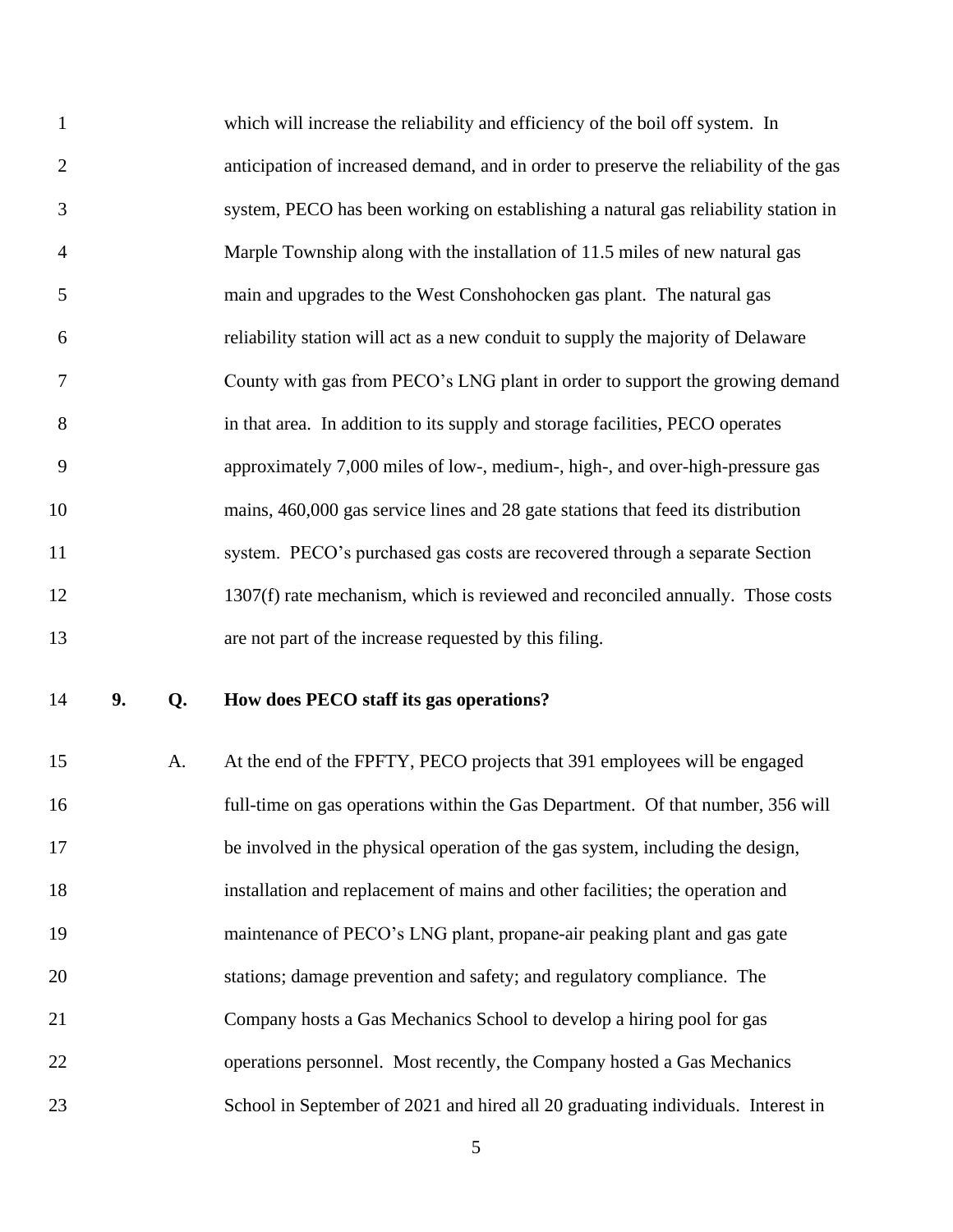which will increase the reliability and efficiency of the boil off system. In anticipation of increased demand, and in order to preserve the reliability of the gas system, PECO has been working on establishing a natural gas reliability station in Marple Township along with the installation of 11.5 miles of new natural gas main and upgrades to the West Conshohocken gas plant. The natural gas reliability station will act as a new conduit to supply the majority of Delaware County with gas from PECO's LNG plant in order to support the growing demand in that area. In addition to its supply and storage facilities, PECO operates approximately 7,000 miles of low-, medium-, high-, and over-high-pressure gas mains, 460,000 gas service lines and 28 gate stations that feed its distribution system. PECO's purchased gas costs are recovered through a separate Section 1307(f) rate mechanism, which is reviewed and reconciled annually. Those costs are not part of the increase requested by this filing.

**9. Q. How does PECO staff its gas operations?**

A. At the end of the FPFTY, PECO projects that 391 employees will be engaged full-time on gas operations within the Gas Department. Of that number, 356 will be involved in the physical operation of the gas system, including the design, installation and replacement of mains and other facilities; the operation and maintenance of PECO's LNG plant, propane-air peaking plant and gas gate stations; damage prevention and safety; and regulatory compliance. The Company hosts a Gas Mechanics School to develop a hiring pool for gas operations personnel. Most recently, the Company hosted a Gas Mechanics School in September of 2021 and hired all 20 graduating individuals. Interest in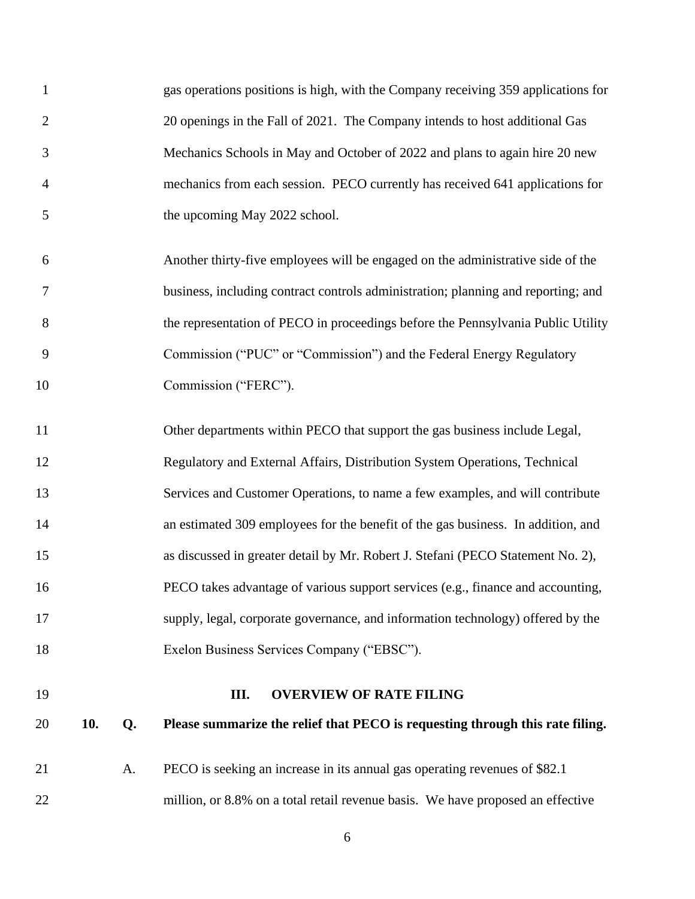gas operations positions is high, with the Company receiving 359 applications for 20 openings in the Fall of 2021. The Company intends to host additional Gas Mechanics Schools in May and October of 2022 and plans to again hire 20 new mechanics from each session. PECO currently has received 641 applications for the upcoming May 2022 school.

Another thirty-five employees will be engaged on the administrative side of the business, including contract controls administration; planning and reporting; and the representation of PECO in proceedings before the Pennsylvania Public Utility Commission ("PUC" or "Commission") and the Federal Energy Regulatory Commission ("FERC").

Other departments within PECO that support the gas business include Legal, Regulatory and External Affairs, Distribution System Operations, Technical Services and Customer Operations, to name a few examples, and will contribute an estimated 309 employees for the benefit of the gas business. In addition, and as discussed in greater detail by Mr. Robert J. Stefani (PECO Statement No. 2), PECO takes advantage of various support services (e.g., finance and accounting, supply, legal, corporate governance, and information technology) offered by the Exelon Business Services Company ("EBSC").

## III. OVERVIEW OF RATE FILING

**10. Q. Please summarize the relief that PECO is requesting through this rate filing.**

A. PECO is seeking an increase in its annual gas operating revenues of $82.1 million, or 8.8% on a total retail revenue basis. We have proposed an effective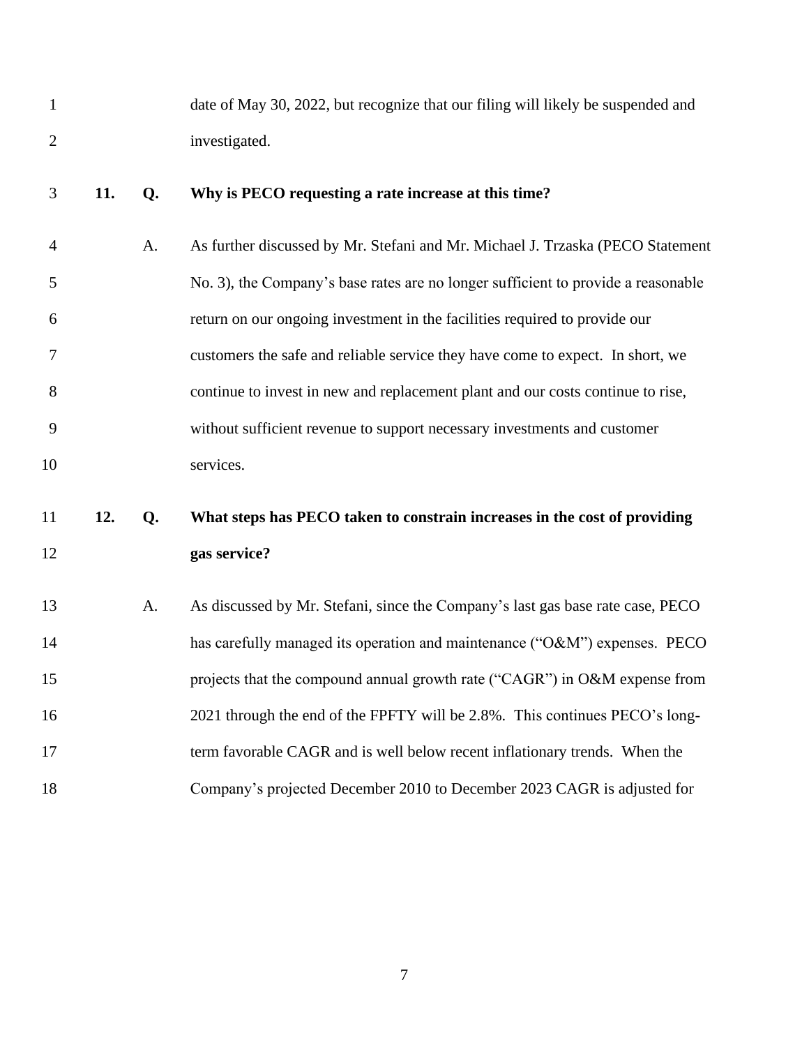date of May 30, 2022, but recognize that our filing will likely be suspended and investigated.

**11. Q. Why is PECO requesting a rate increase at this time?**

A. As further discussed by Mr. Stefani and Mr. Michael J. Trzaska (PECO Statement No. 3), the Company's base rates are no longer sufficient to provide a reasonable return on our ongoing investment in the facilities required to provide our customers the safe and reliable service they have come to expect. In short, we continue to invest in new and replacement plant and our costs continue to rise, without sufficient revenue to support necessary investments and customer services.

**12. Q. What steps has PECO taken to constrain increases in the cost of providing gas service?**

A. As discussed by Mr. Stefani, since the Company's last gas base rate case, PECO has carefully managed its operation and maintenance ("O&M") expenses. PECO projects that the compound annual growth rate ("CAGR") in O&M expense from 2021 through the end of the FPFTY will be 2.8%. This continues PECO's long-term favorable CAGR and is well below recent inflationary trends. When the Company's projected December 2010 to December 2023 CAGR is adjusted for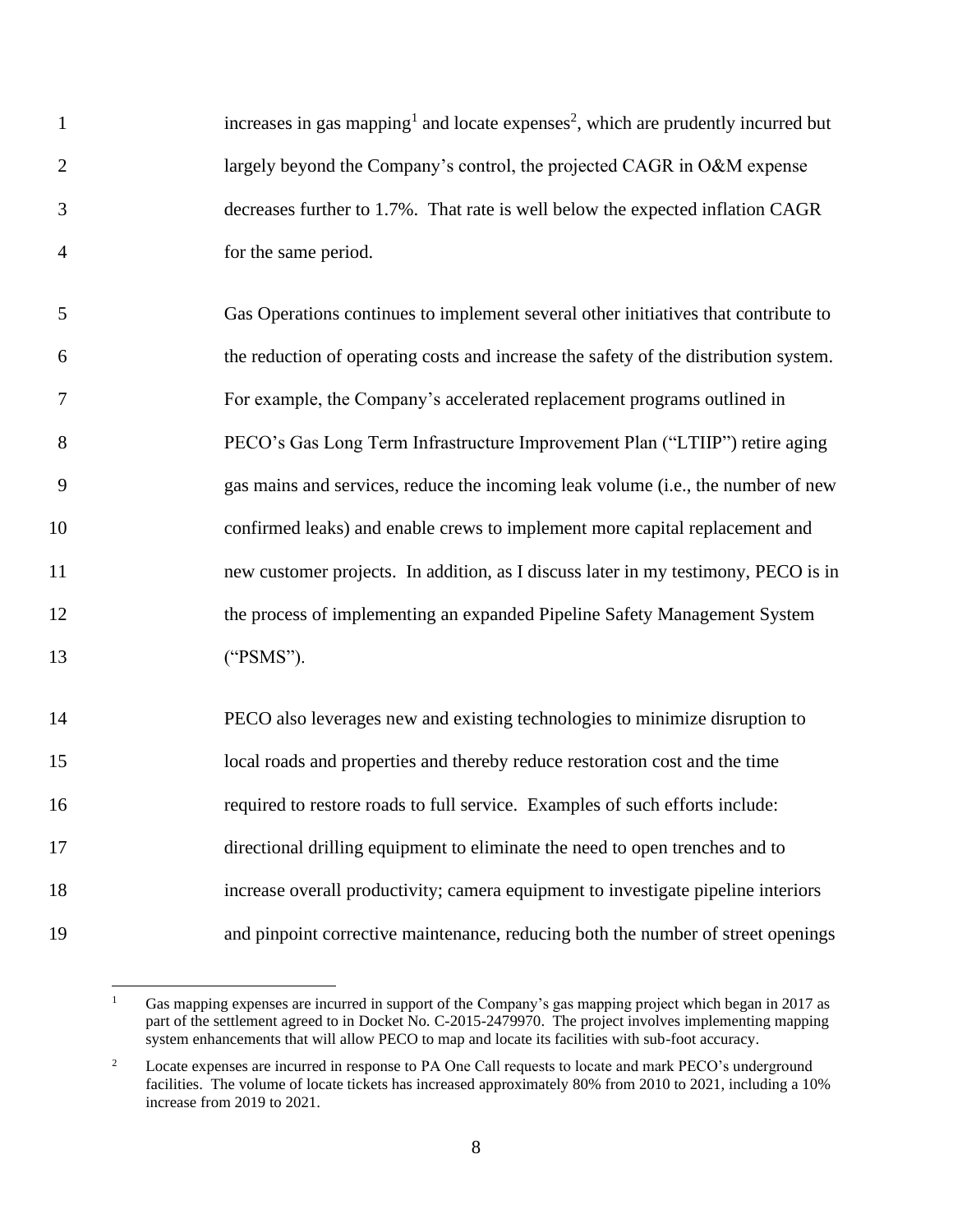increases in gas mapping[1] and locate expenses[2], which are prudently incurred but largely beyond the Company's control, the projected CAGR in O&M expense decreases further to 1.7%. That rate is well below the expected inflation CAGR for the same period.

Gas Operations continues to implement several other initiatives that contribute to the reduction of operating costs and increase the safety of the distribution system. For example, the Company's accelerated replacement programs outlined in PECO's Gas Long Term Infrastructure Improvement Plan ("LTIIP") retire aging gas mains and services, reduce the incoming leak volume (i.e., the number of new confirmed leaks) and enable crews to implement more capital replacement and new customer projects. In addition, as I discuss later in my testimony, PECO is in the process of implementing an expanded Pipeline Safety Management System ("PSMS").

PECO also leverages new and existing technologies to minimize disruption to local roads and properties and thereby reduce restoration cost and the time required to restore roads to full service. Examples of such efforts include: directional drilling equipment to eliminate the need to open trenches and to increase overall productivity; camera equipment to investigate pipeline interiors and pinpoint corrective maintenance, reducing both the number of street openings

---

[1] Gas mapping expenses are incurred in support of the Company's gas mapping project which began in 2017 as part of the settlement agreed to in Docket No. C-2015-2479970. The project involves implementing mapping system enhancements that will allow PECO to map and locate its facilities with sub-foot accuracy.

[2] Locate expenses are incurred in response to PA One Call requests to locate and mark PECO's underground facilities. The volume of locate tickets has increased approximately 80% from 2010 to 2021, including a 10% increase from 2019 to 2021.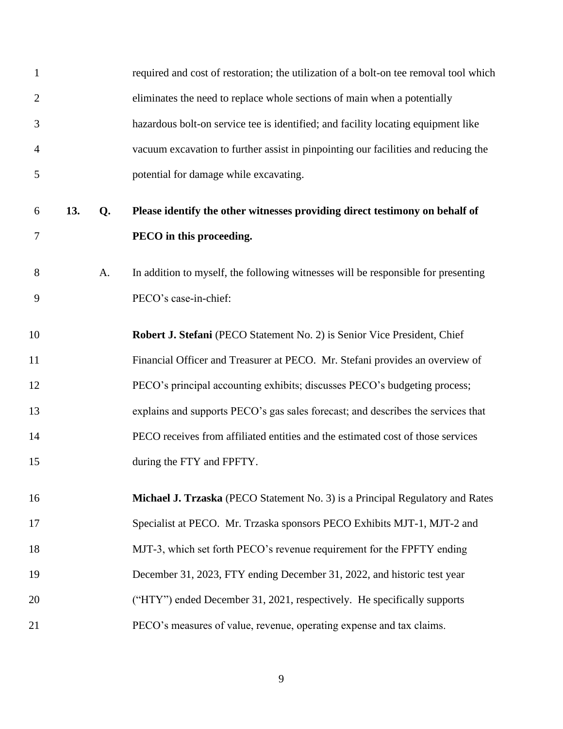required and cost of restoration; the utilization of a bolt-on tee removal tool which eliminates the need to replace whole sections of main when a potentially hazardous bolt-on service tee is identified; and facility locating equipment like vacuum excavation to further assist in pinpointing our facilities and reducing the potential for damage while excavating.

**13. Q. Please identify the other witnesses providing direct testimony on behalf of PECO in this proceeding.**

A. In addition to myself, the following witnesses will be responsible for presenting PECO's case-in-chief:

**Robert J. Stefani** (PECO Statement No. 2) is Senior Vice President, Chief Financial Officer and Treasurer at PECO. Mr. Stefani provides an overview of PECO's principal accounting exhibits; discusses PECO's budgeting process; explains and supports PECO's gas sales forecast; and describes the services that PECO receives from affiliated entities and the estimated cost of those services during the FTY and FPFTY.

**Michael J. Trzaska** (PECO Statement No. 3) is a Principal Regulatory and Rates Specialist at PECO. Mr. Trzaska sponsors PECO Exhibits MJT-1, MJT-2 and MJT-3, which set forth PECO's revenue requirement for the FPFTY ending December 31, 2023, FTY ending December 31, 2022, and historic test year ("HTY") ended December 31, 2021, respectively. He specifically supports PECO's measures of value, revenue, operating expense and tax claims.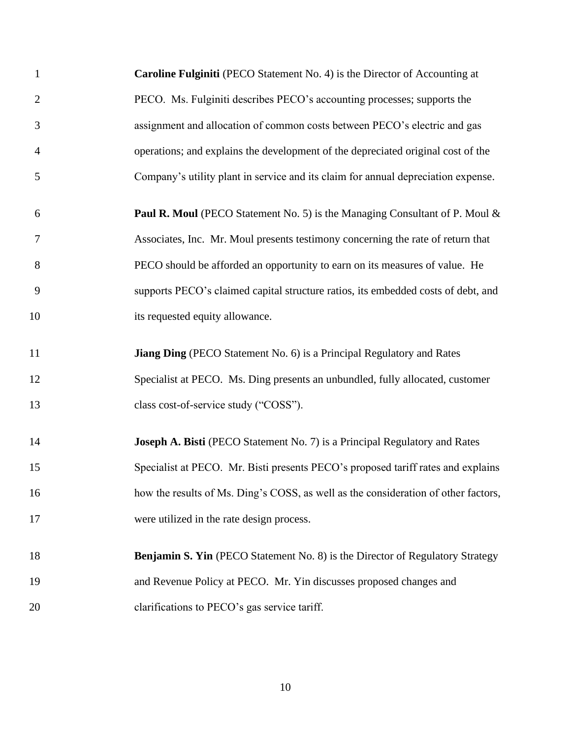**Caroline Fulginiti** (PECO Statement No. 4) is the Director of Accounting at PECO. Ms. Fulginiti describes PECO's accounting processes; supports the assignment and allocation of common costs between PECO's electric and gas operations; and explains the development of the depreciated original cost of the Company's utility plant in service and its claim for annual depreciation expense.

**Paul R. Moul** (PECO Statement No. 5) is the Managing Consultant of P. Moul & Associates, Inc. Mr. Moul presents testimony concerning the rate of return that PECO should be afforded an opportunity to earn on its measures of value. He supports PECO's claimed capital structure ratios, its embedded costs of debt, and its requested equity allowance.

**Jiang Ding** (PECO Statement No. 6) is a Principal Regulatory and Rates Specialist at PECO. Ms. Ding presents an unbundled, fully allocated, customer class cost-of-service study ("COSS").

**Joseph A. Bisti** (PECO Statement No. 7) is a Principal Regulatory and Rates Specialist at PECO. Mr. Bisti presents PECO's proposed tariff rates and explains how the results of Ms. Ding's COSS, as well as the consideration of other factors, were utilized in the rate design process.

**Benjamin S. Yin** (PECO Statement No. 8) is the Director of Regulatory Strategy and Revenue Policy at PECO. Mr. Yin discusses proposed changes and clarifications to PECO's gas service tariff.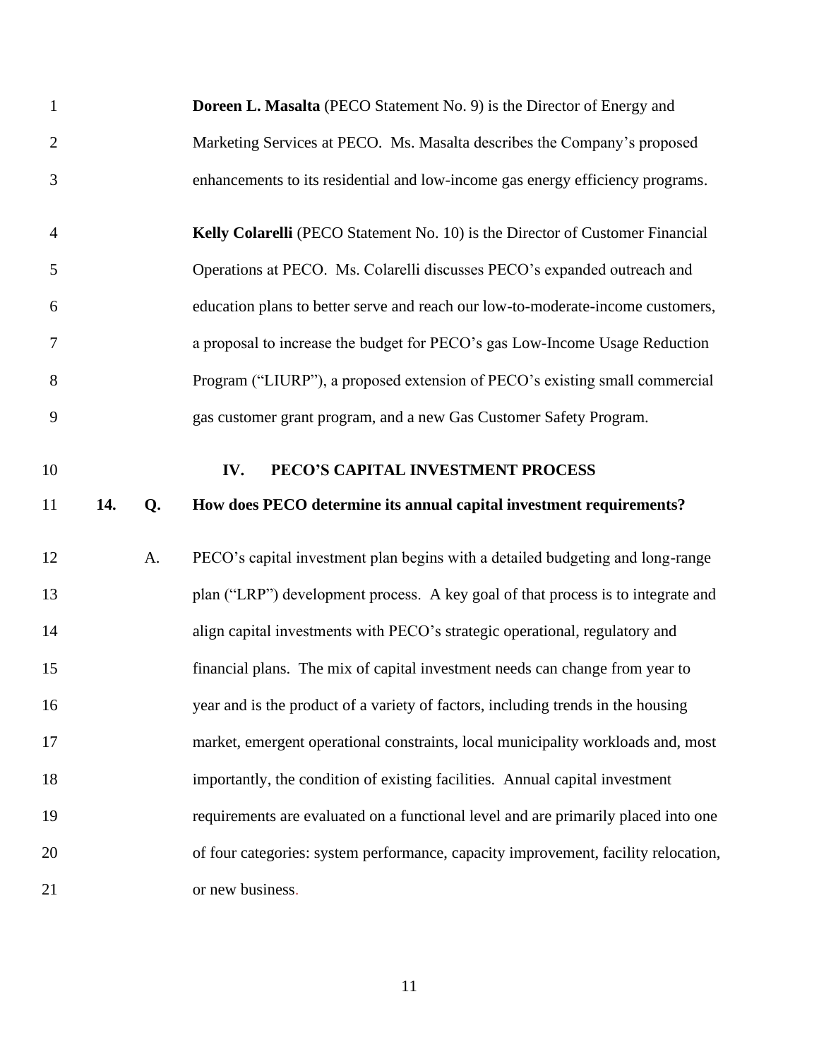**Doreen L. Masalta** (PECO Statement No. 9) is the Director of Energy and Marketing Services at PECO. Ms. Masalta describes the Company's proposed enhancements to its residential and low-income gas energy efficiency programs.

**Kelly Colarelli** (PECO Statement No. 10) is the Director of Customer Financial Operations at PECO. Ms. Colarelli discusses PECO's expanded outreach and education plans to better serve and reach our low-to-moderate-income customers, a proposal to increase the budget for PECO's gas Low-Income Usage Reduction Program ("LIURP"), a proposed extension of PECO's existing small commercial gas customer grant program, and a new Gas Customer Safety Program.

## IV. PECO'S CAPITAL INVESTMENT PROCESS

**14. Q. How does PECO determine its annual capital investment requirements?**

A. PECO's capital investment plan begins with a detailed budgeting and long-range plan ("LRP") development process. A key goal of that process is to integrate and align capital investments with PECO's strategic operational, regulatory and financial plans. The mix of capital investment needs can change from year to year and is the product of a variety of factors, including trends in the housing market, emergent operational constraints, local municipality workloads and, most importantly, the condition of existing facilities. Annual capital investment requirements are evaluated on a functional level and are primarily placed into one of four categories: system performance, capacity improvement, facility relocation, or new business.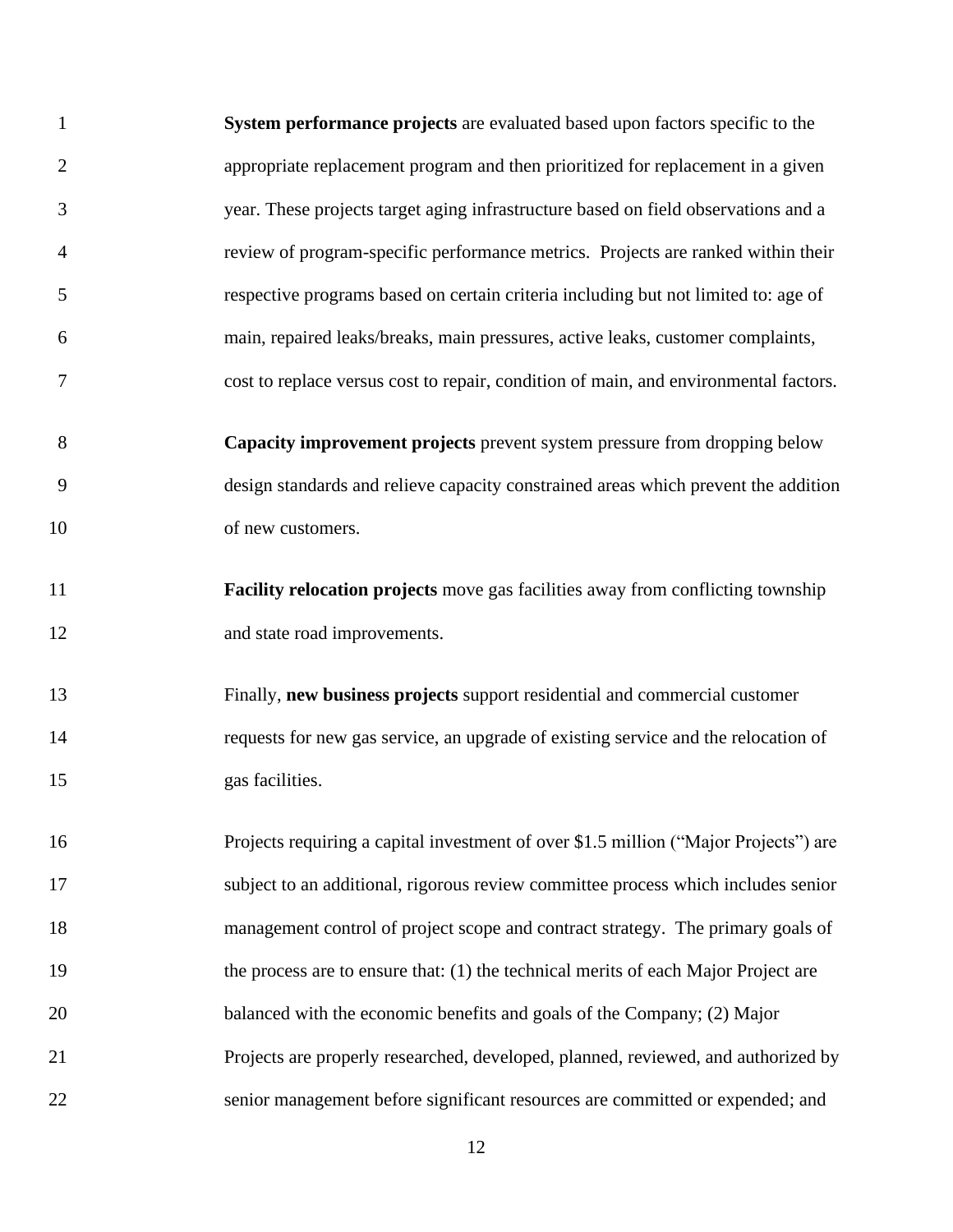**System performance projects** are evaluated based upon factors specific to the appropriate replacement program and then prioritized for replacement in a given year. These projects target aging infrastructure based on field observations and a review of program-specific performance metrics. Projects are ranked within their respective programs based on certain criteria including but not limited to: age of main, repaired leaks/breaks, main pressures, active leaks, customer complaints, cost to replace versus cost to repair, condition of main, and environmental factors.

**Capacity improvement projects** prevent system pressure from dropping below design standards and relieve capacity constrained areas which prevent the addition of new customers.

**Facility relocation projects** move gas facilities away from conflicting township and state road improvements.

Finally, **new business projects** support residential and commercial customer requests for new gas service, an upgrade of existing service and the relocation of gas facilities.

Projects requiring a capital investment of over $1.5 million ("Major Projects") are subject to an additional, rigorous review committee process which includes senior management control of project scope and contract strategy. The primary goals of the process are to ensure that: (1) the technical merits of each Major Project are balanced with the economic benefits and goals of the Company; (2) Major Projects are properly researched, developed, planned, reviewed, and authorized by senior management before significant resources are committed or expended; and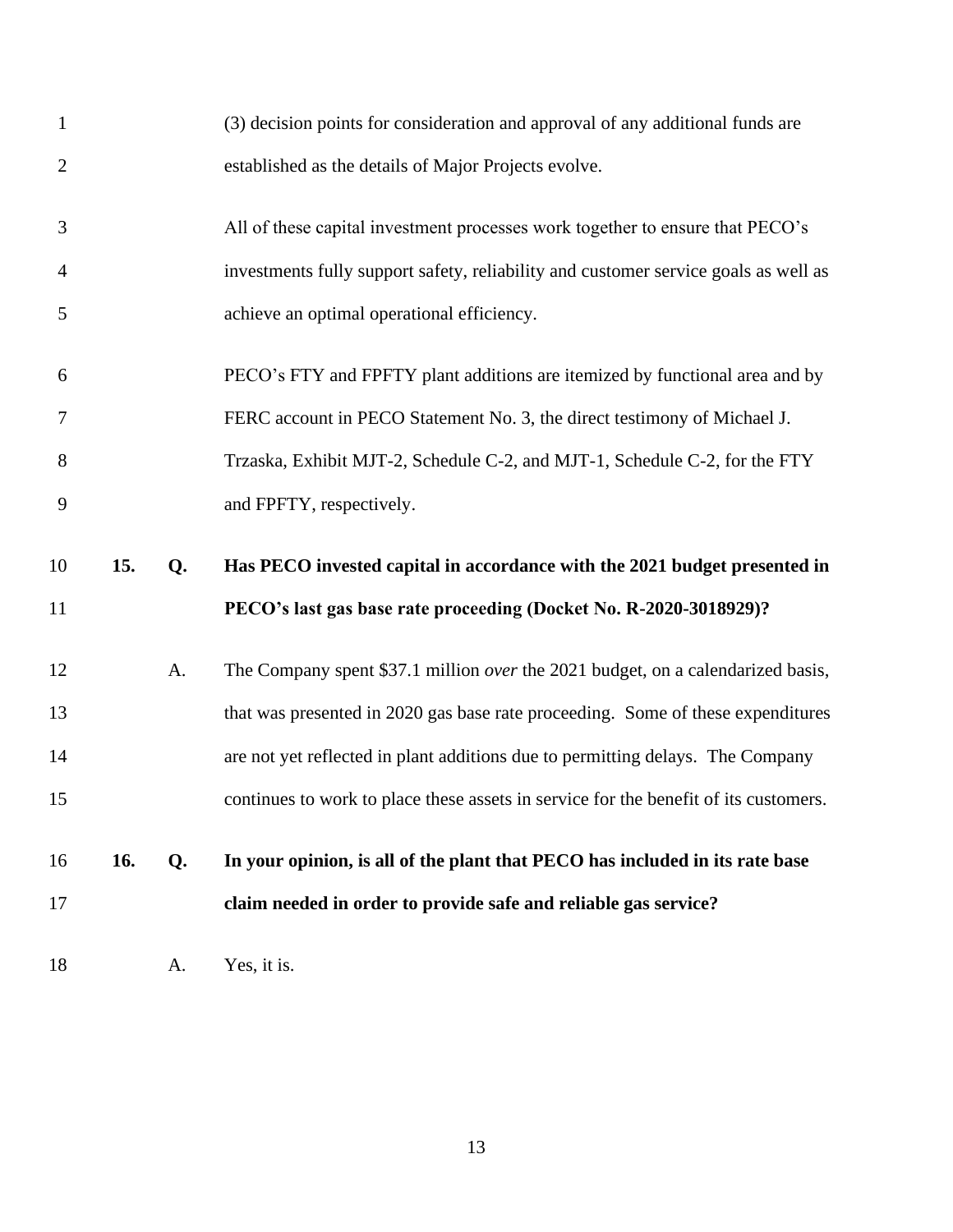(3) decision points for consideration and approval of any additional funds are established as the details of Major Projects evolve.

All of these capital investment processes work together to ensure that PECO's investments fully support safety, reliability and customer service goals as well as achieve an optimal operational efficiency.

PECO's FTY and FPFTY plant additions are itemized by functional area and by FERC account in PECO Statement No. 3, the direct testimony of Michael J. Trzaska, Exhibit MJT-2, Schedule C-2, and MJT-1, Schedule C-2, for the FTY and FPFTY, respectively.

**15. Q. Has PECO invested capital in accordance with the 2021 budget presented in PECO's last gas base rate proceeding (Docket No. R-2020-3018929)?**

A. The Company spent $37.1 million *over* the 2021 budget, on a calendarized basis, that was presented in 2020 gas base rate proceeding. Some of these expenditures are not yet reflected in plant additions due to permitting delays. The Company continues to work to place these assets in service for the benefit of its customers.

**16. Q. In your opinion, is all of the plant that PECO has included in its rate base claim needed in order to provide safe and reliable gas service?**

A. Yes, it is.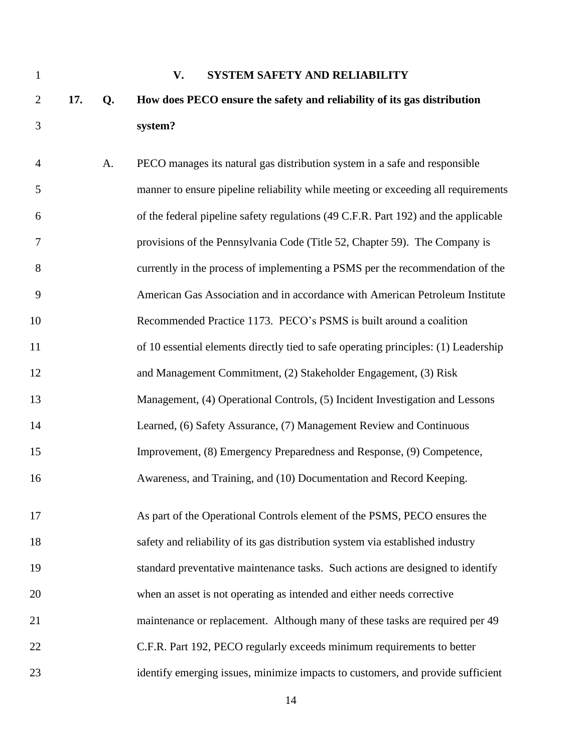## V. SYSTEM SAFETY AND RELIABILITY

**17. Q. How does PECO ensure the safety and reliability of its gas distribution system?**

A. PECO manages its natural gas distribution system in a safe and responsible manner to ensure pipeline reliability while meeting or exceeding all requirements of the federal pipeline safety regulations (49 C.F.R. Part 192) and the applicable provisions of the Pennsylvania Code (Title 52, Chapter 59). The Company is currently in the process of implementing a PSMS per the recommendation of the American Gas Association and in accordance with American Petroleum Institute Recommended Practice 1173. PECO's PSMS is built around a coalition of 10 essential elements directly tied to safe operating principles: (1) Leadership and Management Commitment, (2) Stakeholder Engagement, (3) Risk Management, (4) Operational Controls, (5) Incident Investigation and Lessons Learned, (6) Safety Assurance, (7) Management Review and Continuous Improvement, (8) Emergency Preparedness and Response, (9) Competence, Awareness, and Training, and (10) Documentation and Record Keeping.

As part of the Operational Controls element of the PSMS, PECO ensures the safety and reliability of its gas distribution system via established industry standard preventative maintenance tasks. Such actions are designed to identify when an asset is not operating as intended and either needs corrective maintenance or replacement. Although many of these tasks are required per 49 C.F.R. Part 192, PECO regularly exceeds minimum requirements to better identify emerging issues, minimize impacts to customers, and provide sufficient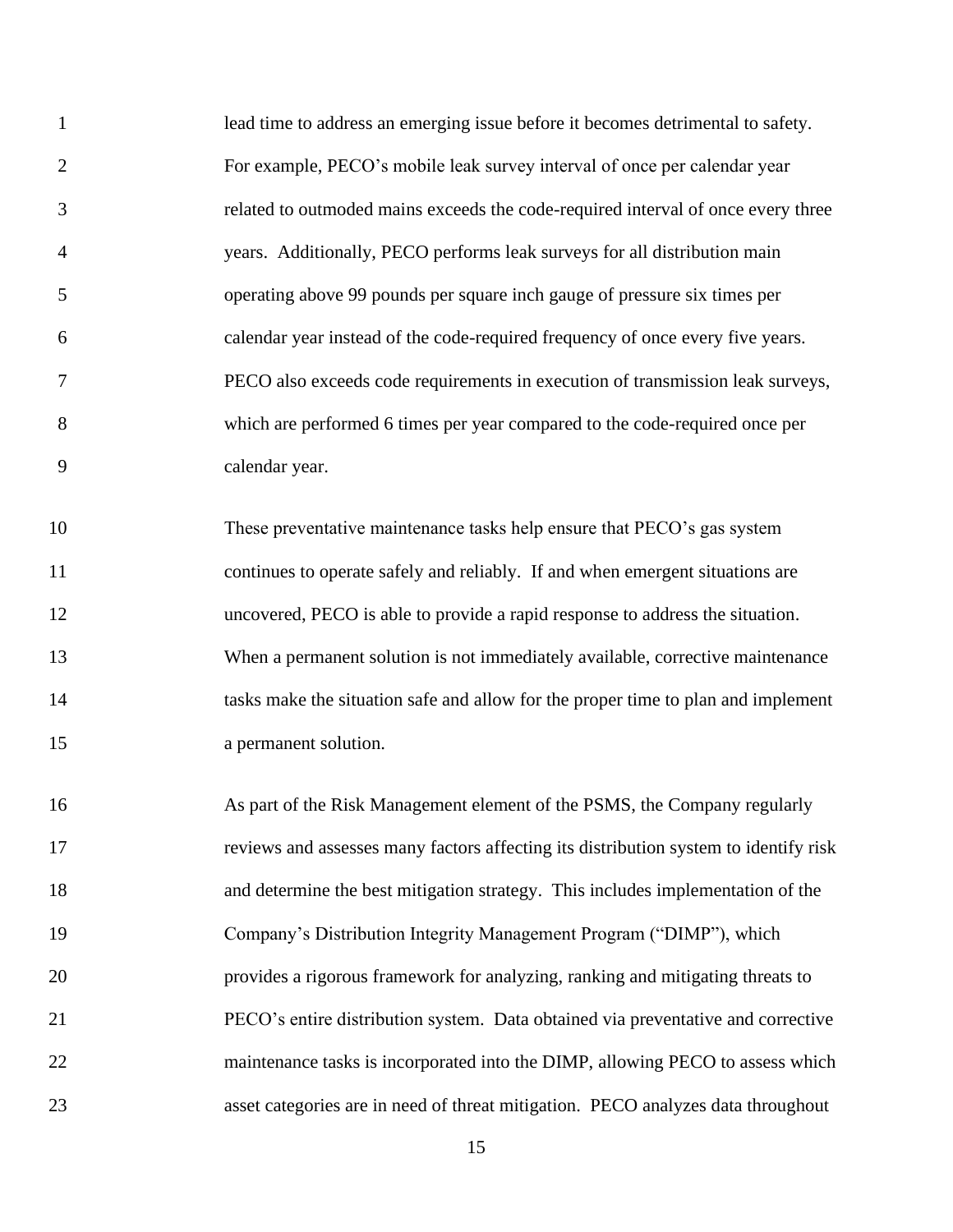lead time to address an emerging issue before it becomes detrimental to safety. For example, PECO's mobile leak survey interval of once per calendar year related to outmoded mains exceeds the code-required interval of once every three years. Additionally, PECO performs leak surveys for all distribution main operating above 99 pounds per square inch gauge of pressure six times per calendar year instead of the code-required frequency of once every five years. PECO also exceeds code requirements in execution of transmission leak surveys, which are performed 6 times per year compared to the code-required once per calendar year.

These preventative maintenance tasks help ensure that PECO's gas system continues to operate safely and reliably. If and when emergent situations are uncovered, PECO is able to provide a rapid response to address the situation. When a permanent solution is not immediately available, corrective maintenance tasks make the situation safe and allow for the proper time to plan and implement a permanent solution.

As part of the Risk Management element of the PSMS, the Company regularly reviews and assesses many factors affecting its distribution system to identify risk and determine the best mitigation strategy. This includes implementation of the Company's Distribution Integrity Management Program ("DIMP"), which provides a rigorous framework for analyzing, ranking and mitigating threats to PECO's entire distribution system. Data obtained via preventative and corrective maintenance tasks is incorporated into the DIMP, allowing PECO to assess which asset categories are in need of threat mitigation. PECO analyzes data throughout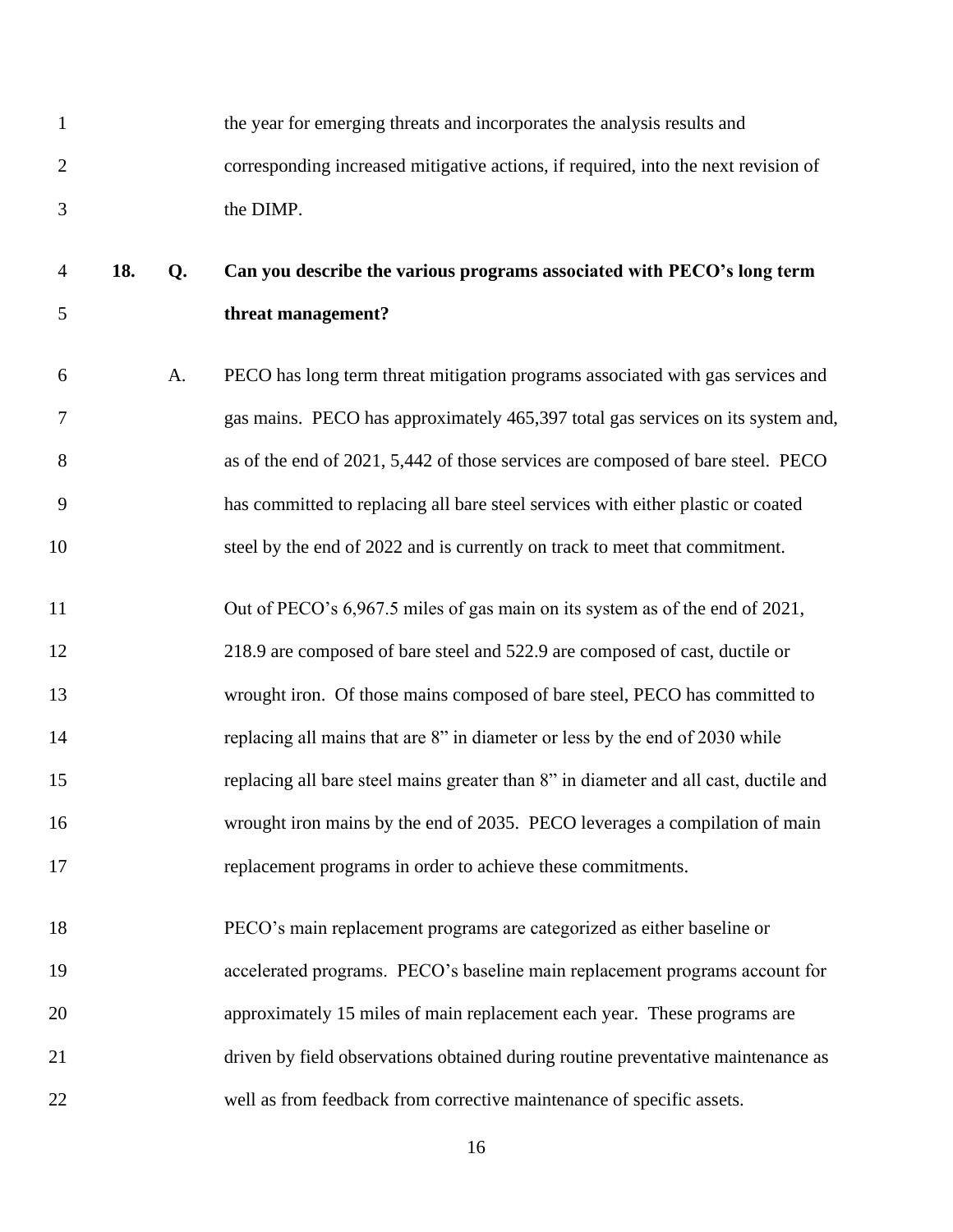the year for emerging threats and incorporates the analysis results and corresponding increased mitigative actions, if required, into the next revision of the DIMP.

**18. Q. Can you describe the various programs associated with PECO's long term threat management?**

A. PECO has long term threat mitigation programs associated with gas services and gas mains. PECO has approximately 465,397 total gas services on its system and, as of the end of 2021, 5,442 of those services are composed of bare steel. PECO has committed to replacing all bare steel services with either plastic or coated steel by the end of 2022 and is currently on track to meet that commitment.

Out of PECO's 6,967.5 miles of gas main on its system as of the end of 2021, 218.9 are composed of bare steel and 522.9 are composed of cast, ductile or wrought iron. Of those mains composed of bare steel, PECO has committed to replacing all mains that are 8" in diameter or less by the end of 2030 while replacing all bare steel mains greater than 8" in diameter and all cast, ductile and wrought iron mains by the end of 2035. PECO leverages a compilation of main replacement programs in order to achieve these commitments.

PECO's main replacement programs are categorized as either baseline or accelerated programs. PECO's baseline main replacement programs account for approximately 15 miles of main replacement each year. These programs are driven by field observations obtained during routine preventative maintenance as well as from feedback from corrective maintenance of specific assets.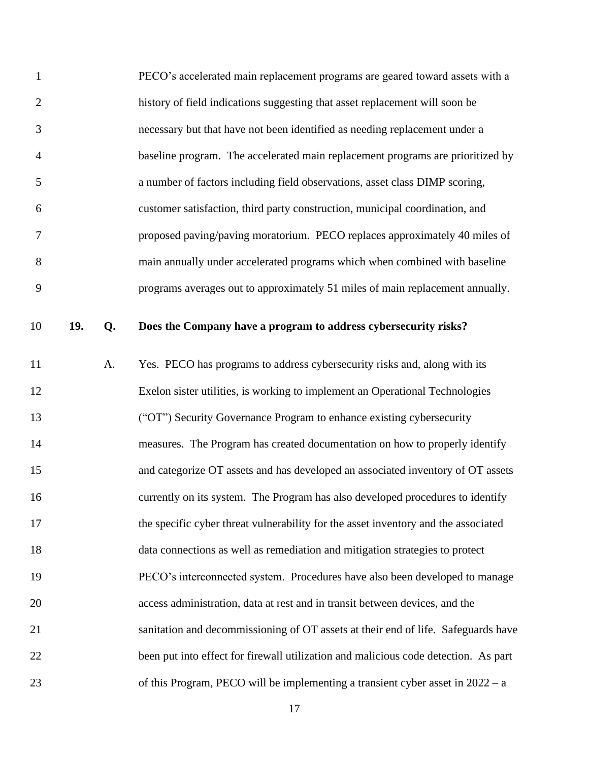PECO's accelerated main replacement programs are geared toward assets with a history of field indications suggesting that asset replacement will soon be necessary but that have not been identified as needing replacement under a baseline program. The accelerated main replacement programs are prioritized by a number of factors including field observations, asset class DIMP scoring, customer satisfaction, third party construction, municipal coordination, and proposed paving/paving moratorium. PECO replaces approximately 40 miles of main annually under accelerated programs which when combined with baseline programs averages out to approximately 51 miles of main replacement annually.

**19. Q. Does the Company have a program to address cybersecurity risks?**

A. Yes. PECO has programs to address cybersecurity risks and, along with its Exelon sister utilities, is working to implement an Operational Technologies ("OT") Security Governance Program to enhance existing cybersecurity measures. The Program has created documentation on how to properly identify and categorize OT assets and has developed an associated inventory of OT assets currently on its system. The Program has also developed procedures to identify the specific cyber threat vulnerability for the asset inventory and the associated data connections as well as remediation and mitigation strategies to protect PECO's interconnected system. Procedures have also been developed to manage access administration, data at rest and in transit between devices, and the sanitation and decommissioning of OT assets at their end of life. Safeguards have been put into effect for firewall utilization and malicious code detection. As part of this Program, PECO will be implementing a transient cyber asset in 2022 – a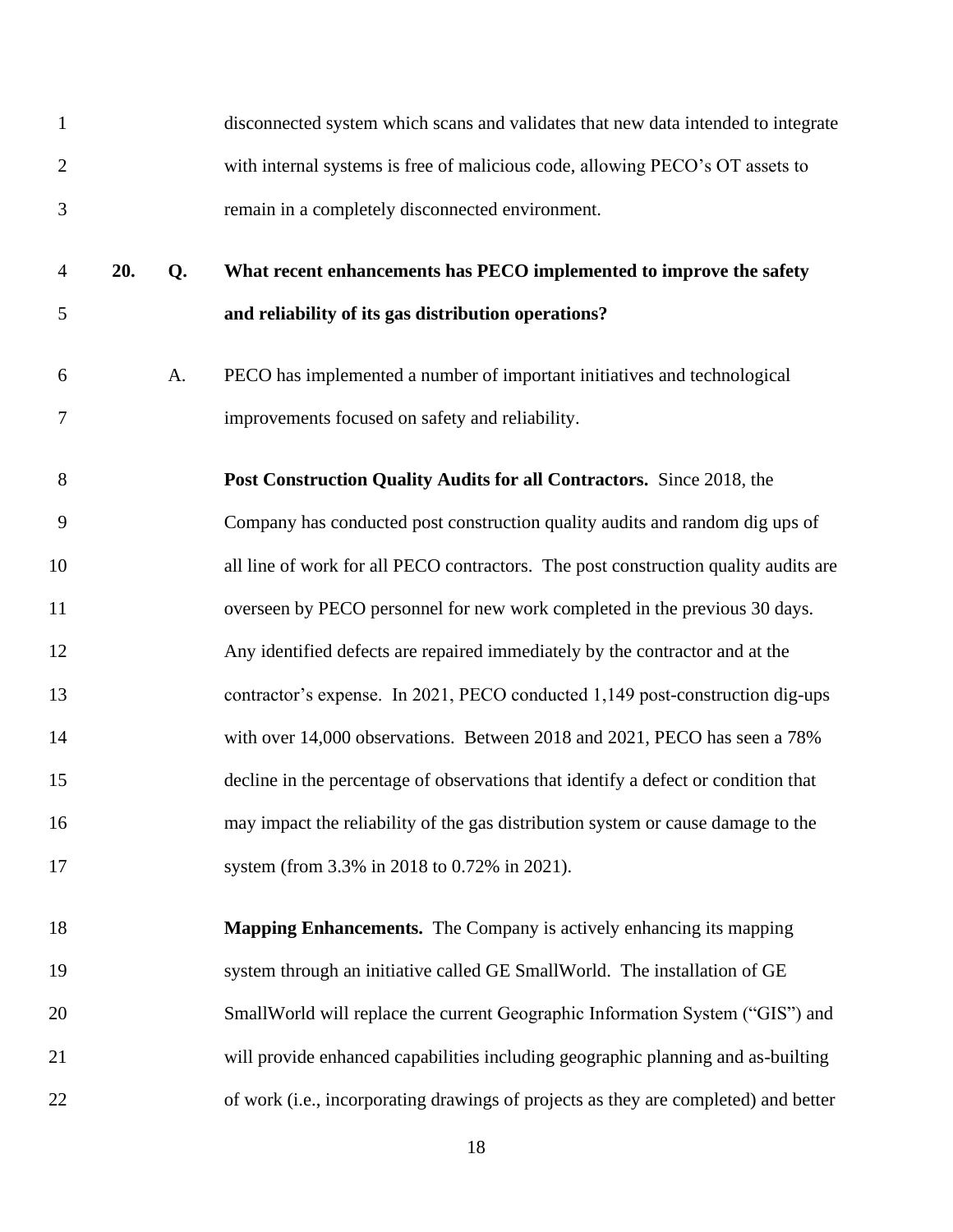disconnected system which scans and validates that new data intended to integrate with internal systems is free of malicious code, allowing PECO's OT assets to remain in a completely disconnected environment.

**20. Q. What recent enhancements has PECO implemented to improve the safety and reliability of its gas distribution operations?**

A. PECO has implemented a number of important initiatives and technological improvements focused on safety and reliability.

**Post Construction Quality Audits for all Contractors.** Since 2018, the Company has conducted post construction quality audits and random dig ups of all line of work for all PECO contractors. The post construction quality audits are overseen by PECO personnel for new work completed in the previous 30 days. Any identified defects are repaired immediately by the contractor and at the contractor's expense. In 2021, PECO conducted 1,149 post-construction dig-ups with over 14,000 observations. Between 2018 and 2021, PECO has seen a 78% decline in the percentage of observations that identify a defect or condition that may impact the reliability of the gas distribution system or cause damage to the system (from 3.3% in 2018 to 0.72% in 2021).

**Mapping Enhancements.** The Company is actively enhancing its mapping system through an initiative called GE SmallWorld. The installation of GE SmallWorld will replace the current Geographic Information System ("GIS") and will provide enhanced capabilities including geographic planning and as-builting of work (i.e., incorporating drawings of projects as they are completed) and better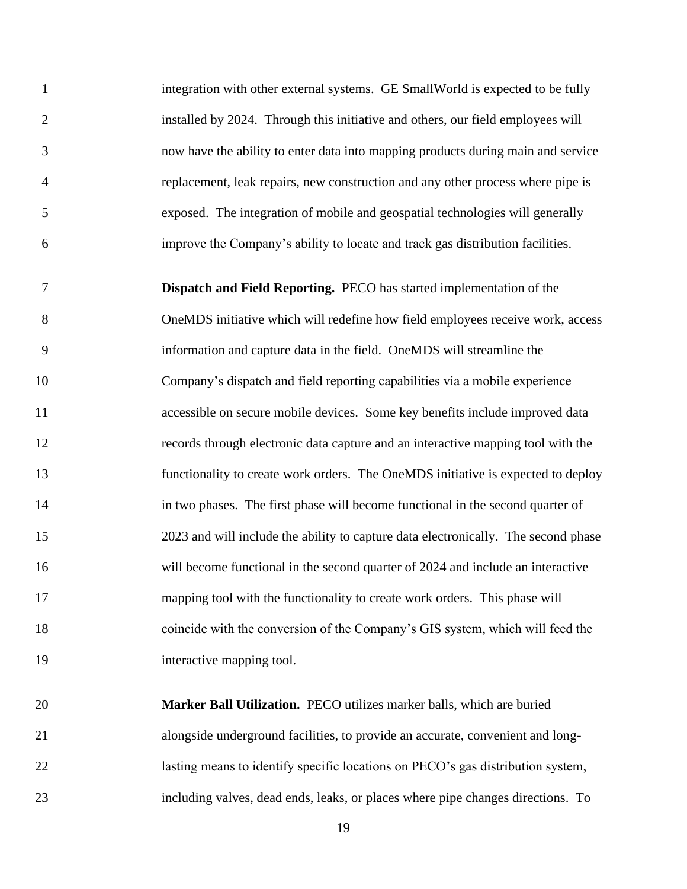integration with other external systems. GE SmallWorld is expected to be fully installed by 2024. Through this initiative and others, our field employees will now have the ability to enter data into mapping products during main and service replacement, leak repairs, new construction and any other process where pipe is exposed. The integration of mobile and geospatial technologies will generally improve the Company's ability to locate and track gas distribution facilities.

**Dispatch and Field Reporting.** PECO has started implementation of the OneMDS initiative which will redefine how field employees receive work, access information and capture data in the field. OneMDS will streamline the Company's dispatch and field reporting capabilities via a mobile experience accessible on secure mobile devices. Some key benefits include improved data records through electronic data capture and an interactive mapping tool with the functionality to create work orders. The OneMDS initiative is expected to deploy in two phases. The first phase will become functional in the second quarter of 2023 and will include the ability to capture data electronically. The second phase will become functional in the second quarter of 2024 and include an interactive mapping tool with the functionality to create work orders. This phase will coincide with the conversion of the Company's GIS system, which will feed the interactive mapping tool.

**Marker Ball Utilization.** PECO utilizes marker balls, which are buried alongside underground facilities, to provide an accurate, convenient and long-lasting means to identify specific locations on PECO's gas distribution system, including valves, dead ends, leaks, or places where pipe changes directions. To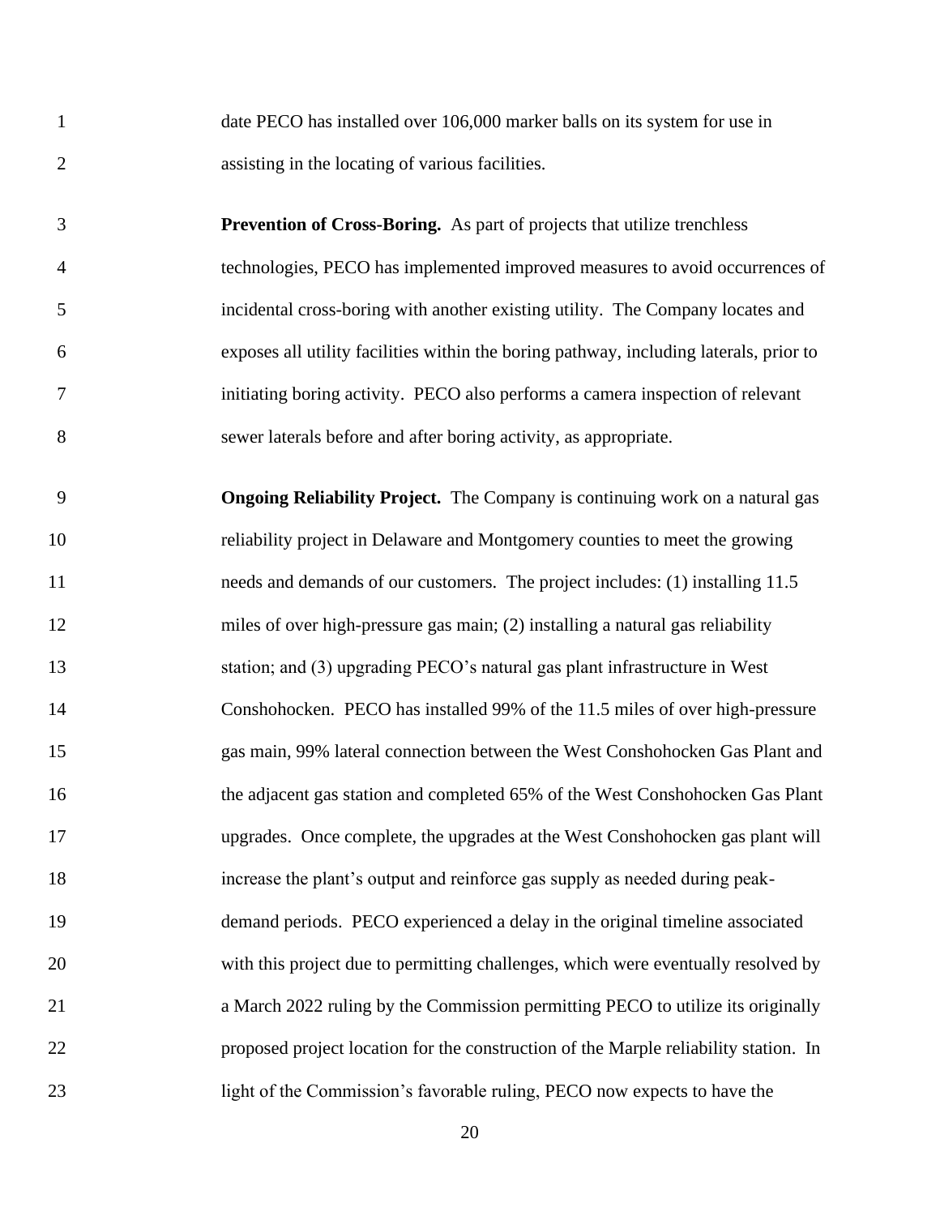date PECO has installed over 106,000 marker balls on its system for use in assisting in the locating of various facilities.

**Prevention of Cross-Boring.** As part of projects that utilize trenchless technologies, PECO has implemented improved measures to avoid occurrences of incidental cross-boring with another existing utility. The Company locates and exposes all utility facilities within the boring pathway, including laterals, prior to initiating boring activity. PECO also performs a camera inspection of relevant sewer laterals before and after boring activity, as appropriate.

**Ongoing Reliability Project.** The Company is continuing work on a natural gas reliability project in Delaware and Montgomery counties to meet the growing needs and demands of our customers. The project includes: (1) installing 11.5 miles of over high-pressure gas main; (2) installing a natural gas reliability station; and (3) upgrading PECO's natural gas plant infrastructure in West Conshohocken. PECO has installed 99% of the 11.5 miles of over high-pressure gas main, 99% lateral connection between the West Conshohocken Gas Plant and the adjacent gas station and completed 65% of the West Conshohocken Gas Plant upgrades. Once complete, the upgrades at the West Conshohocken gas plant will increase the plant's output and reinforce gas supply as needed during peak-demand periods. PECO experienced a delay in the original timeline associated with this project due to permitting challenges, which were eventually resolved by a March 2022 ruling by the Commission permitting PECO to utilize its originally proposed project location for the construction of the Marple reliability station. In light of the Commission's favorable ruling, PECO now expects to have the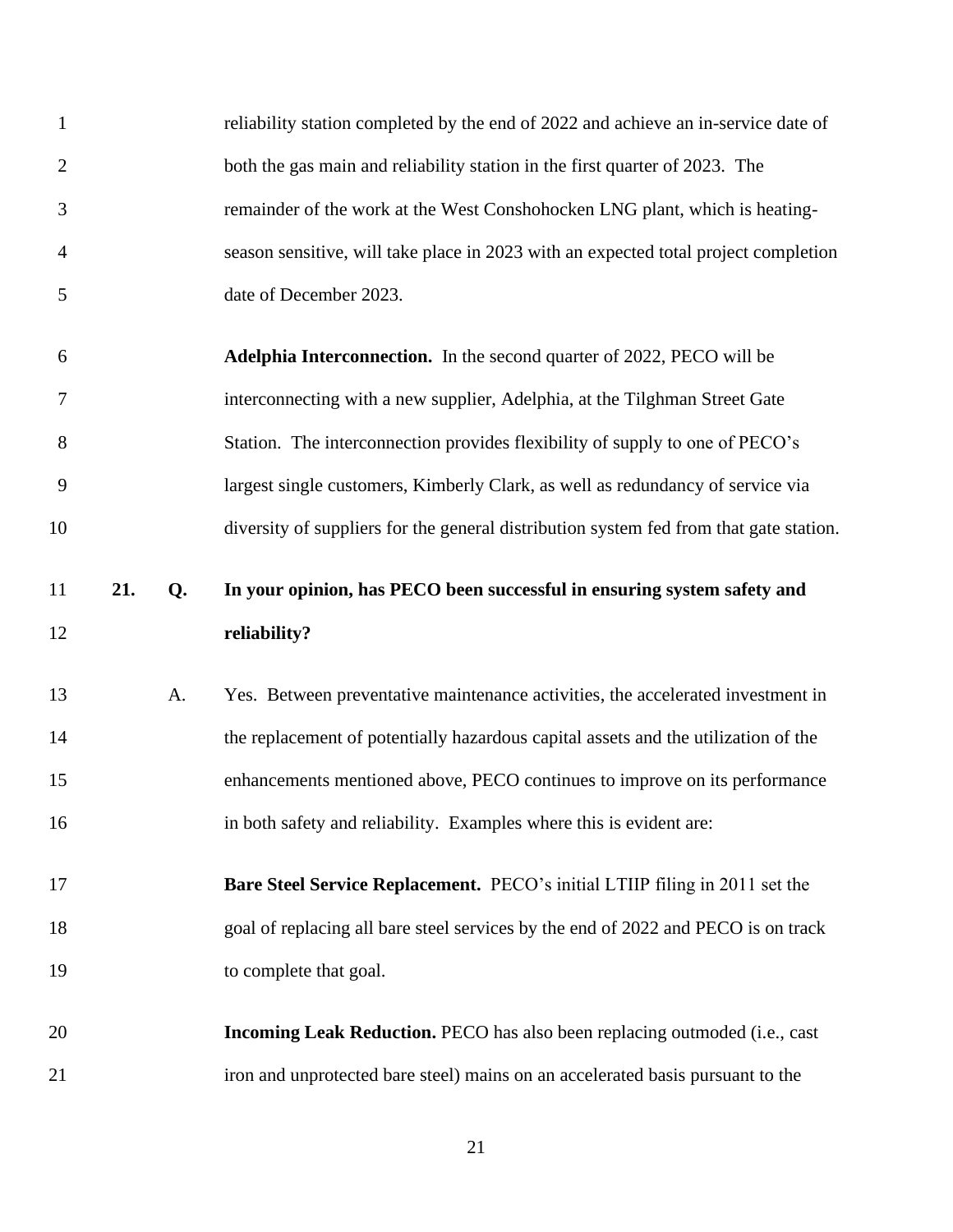reliability station completed by the end of 2022 and achieve an in-service date of both the gas main and reliability station in the first quarter of 2023. The remainder of the work at the West Conshohocken LNG plant, which is heating-season sensitive, will take place in 2023 with an expected total project completion date of December 2023.

**Adelphia Interconnection.** In the second quarter of 2022, PECO will be interconnecting with a new supplier, Adelphia, at the Tilghman Street Gate Station. The interconnection provides flexibility of supply to one of PECO's largest single customers, Kimberly Clark, as well as redundancy of service via diversity of suppliers for the general distribution system fed from that gate station.

**21. Q. In your opinion, has PECO been successful in ensuring system safety and reliability?**

A. Yes. Between preventative maintenance activities, the accelerated investment in the replacement of potentially hazardous capital assets and the utilization of the enhancements mentioned above, PECO continues to improve on its performance in both safety and reliability. Examples where this is evident are:

**Bare Steel Service Replacement.** PECO's initial LTIIP filing in 2011 set the goal of replacing all bare steel services by the end of 2022 and PECO is on track to complete that goal.

**Incoming Leak Reduction.** PECO has also been replacing outmoded (i.e., cast iron and unprotected bare steel) mains on an accelerated basis pursuant to the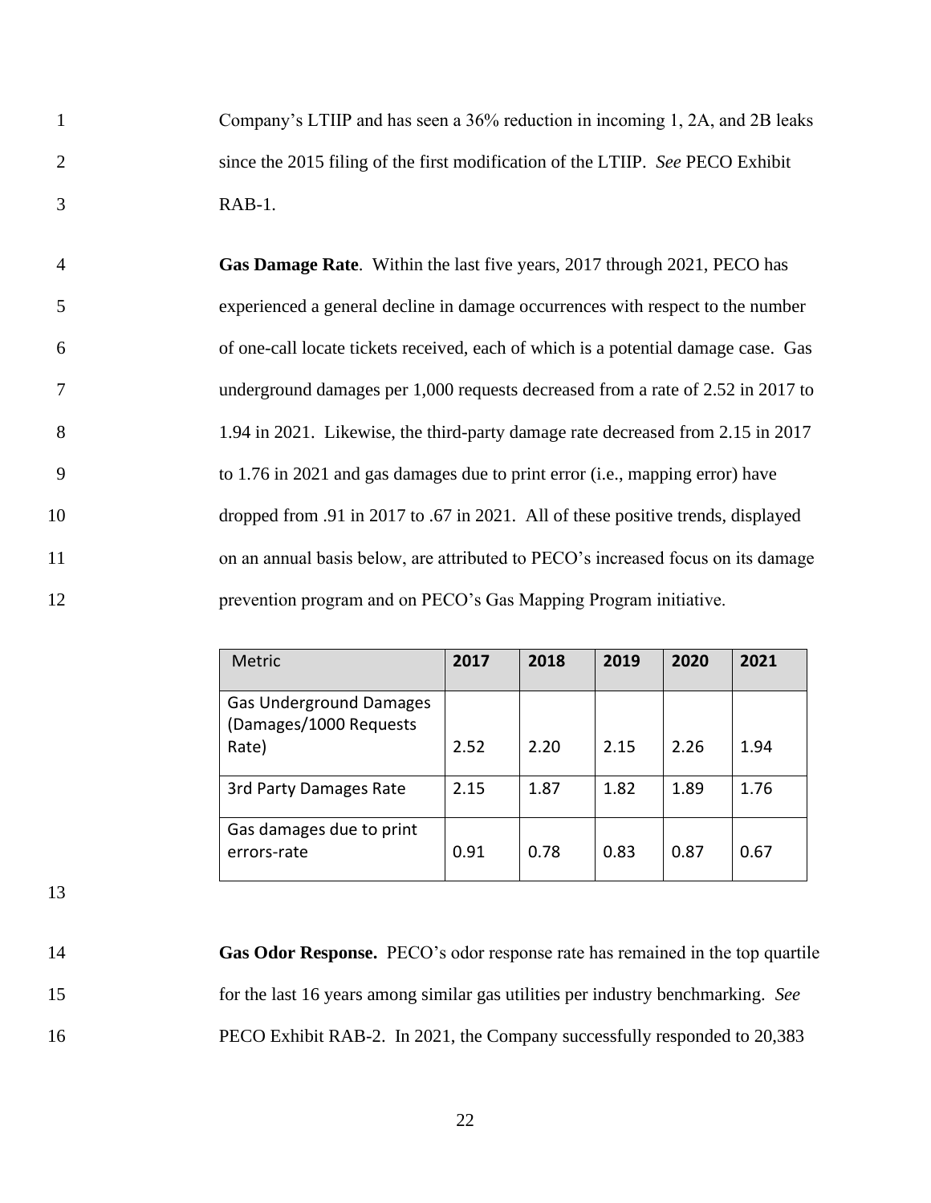Company's LTIIP and has seen a 36% reduction in incoming 1, 2A, and 2B leaks since the 2015 filing of the first modification of the LTIIP. *See* PECO Exhibit RAB-1.

**Gas Damage Rate**. Within the last five years, 2017 through 2021, PECO has experienced a general decline in damage occurrences with respect to the number of one-call locate tickets received, each of which is a potential damage case. Gas underground damages per 1,000 requests decreased from a rate of 2.52 in 2017 to 1.94 in 2021. Likewise, the third-party damage rate decreased from 2.15 in 2017 to 1.76 in 2021 and gas damages due to print error (i.e., mapping error) have dropped from .91 in 2017 to .67 in 2021. All of these positive trends, displayed on an annual basis below, are attributed to PECO's increased focus on its damage prevention program and on PECO's Gas Mapping Program initiative.

| Metric | 2017 | 2018 | 2019 | 2020 | 2021 |
|---|---|---|---|---|---|
| Gas Underground Damages (Damages/1000 Requests Rate) | 2.52 | 2.20 | 2.15 | 2.26 | 1.94 |
| 3rd Party Damages Rate | 2.15 | 1.87 | 1.82 | 1.89 | 1.76 |
| Gas damages due to print errors-rate | 0.91 | 0.78 | 0.83 | 0.87 | 0.67 |

**Gas Odor Response.** PECO's odor response rate has remained in the top quartile for the last 16 years among similar gas utilities per industry benchmarking. *See* PECO Exhibit RAB-2. In 2021, the Company successfully responded to 20,383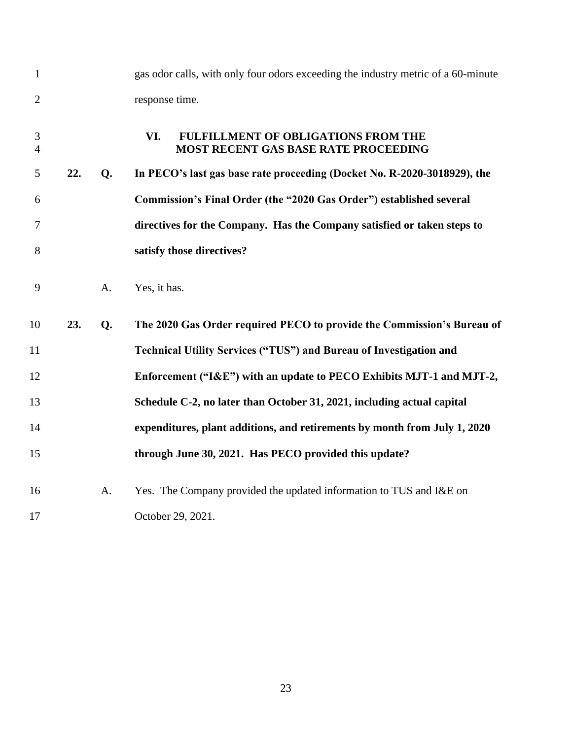gas odor calls, with only four odors exceeding the industry metric of a 60-minute response time.

## VI. FULFILLMENT OF OBLIGATIONS FROM THE MOST RECENT GAS BASE RATE PROCEEDING

**22. Q. In PECO's last gas base rate proceeding (Docket No. R-2020-3018929), the Commission's Final Order (the "2020 Gas Order") established several directives for the Company. Has the Company satisfied or taken steps to satisfy those directives?**

A. Yes, it has.

**23. Q. The 2020 Gas Order required PECO to provide the Commission's Bureau of Technical Utility Services ("TUS") and Bureau of Investigation and Enforcement ("I&E") with an update to PECO Exhibits MJT-1 and MJT-2, Schedule C-2, no later than October 31, 2021, including actual capital expenditures, plant additions, and retirements by month from July 1, 2020 through June 30, 2021. Has PECO provided this update?**

A. Yes. The Company provided the updated information to TUS and I&E on October 29, 2021.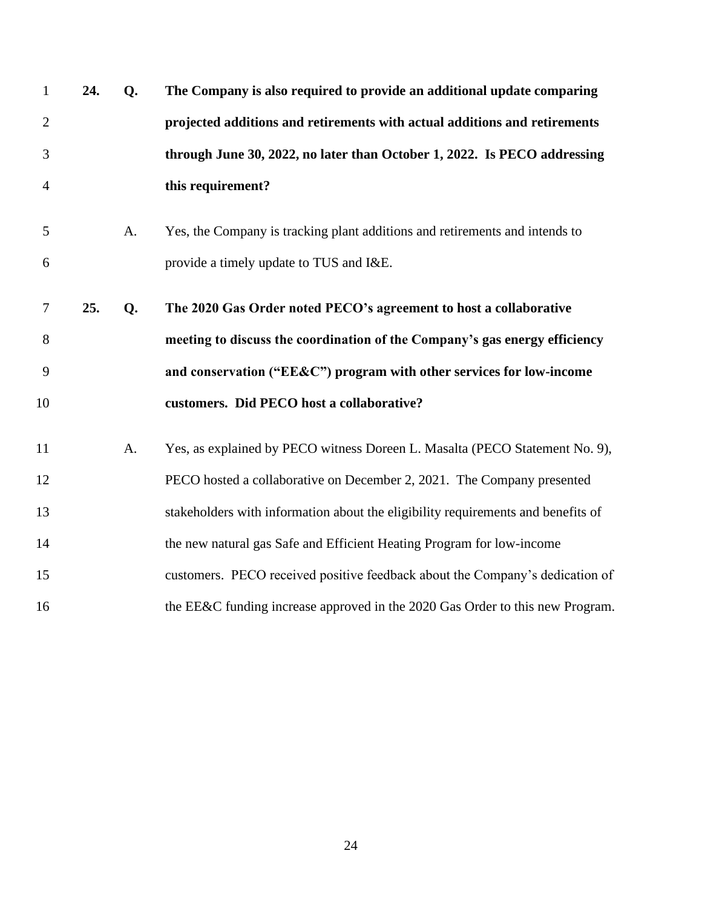**24. Q. The Company is also required to provide an additional update comparing projected additions and retirements with actual additions and retirements through June 30, 2022, no later than October 1, 2022. Is PECO addressing this requirement?**

A. Yes, the Company is tracking plant additions and retirements and intends to provide a timely update to TUS and I&E.

**25. Q. The 2020 Gas Order noted PECO's agreement to host a collaborative meeting to discuss the coordination of the Company's gas energy efficiency and conservation ("EE&C") program with other services for low-income customers. Did PECO host a collaborative?**

A. Yes, as explained by PECO witness Doreen L. Masalta (PECO Statement No. 9), PECO hosted a collaborative on December 2, 2021. The Company presented stakeholders with information about the eligibility requirements and benefits of the new natural gas Safe and Efficient Heating Program for low-income customers. PECO received positive feedback about the Company's dedication of the EE&C funding increase approved in the 2020 Gas Order to this new Program.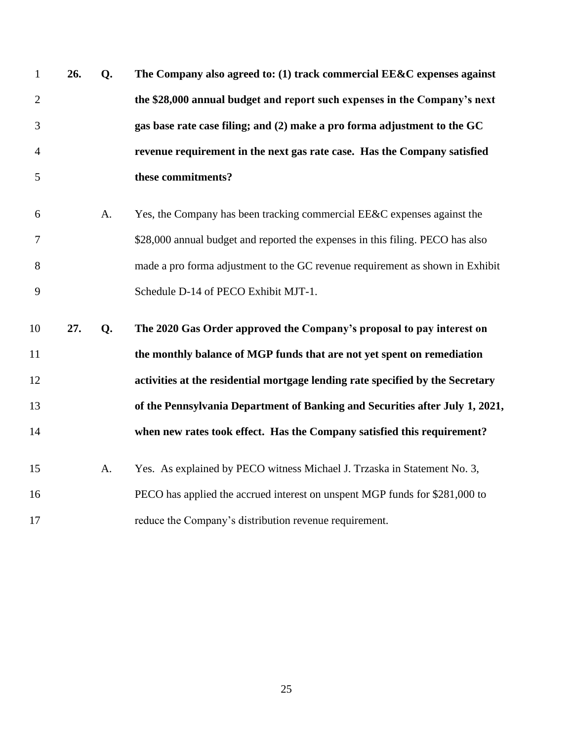**26. Q. The Company also agreed to: (1) track commercial EE&C expenses against the $28,000 annual budget and report such expenses in the Company's next gas base rate case filing; and (2) make a pro forma adjustment to the GC revenue requirement in the next gas rate case. Has the Company satisfied these commitments?**

A. Yes, the Company has been tracking commercial EE&C expenses against the $28,000 annual budget and reported the expenses in this filing. PECO has also made a pro forma adjustment to the GC revenue requirement as shown in Exhibit Schedule D-14 of PECO Exhibit MJT-1.

**27. Q. The 2020 Gas Order approved the Company's proposal to pay interest on the monthly balance of MGP funds that are not yet spent on remediation activities at the residential mortgage lending rate specified by the Secretary of the Pennsylvania Department of Banking and Securities after July 1, 2021, when new rates took effect. Has the Company satisfied this requirement?**

A. Yes. As explained by PECO witness Michael J. Trzaska in Statement No. 3, PECO has applied the accrued interest on unspent MGP funds for $281,000 to reduce the Company's distribution revenue requirement.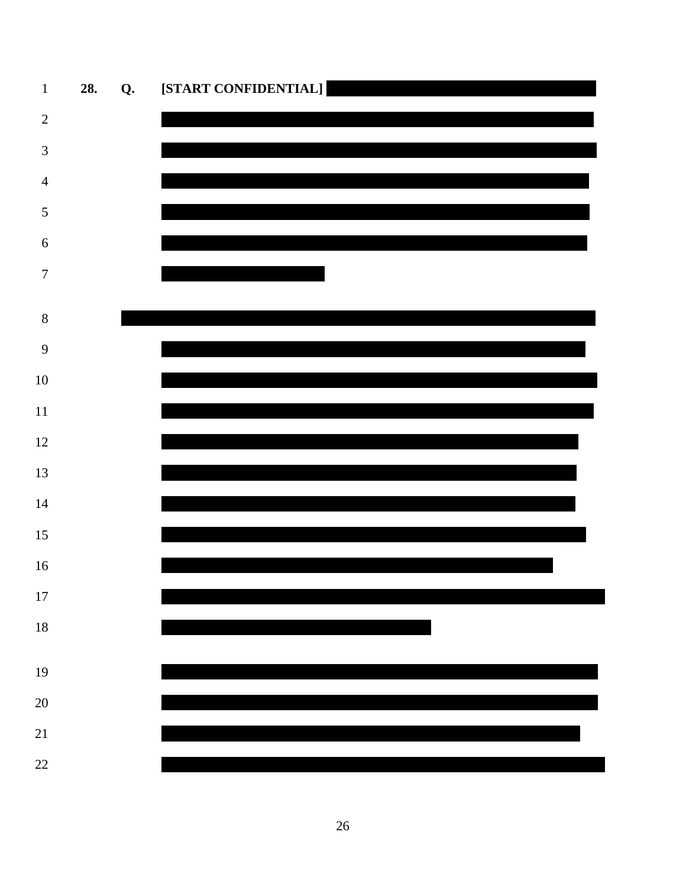**28. Q. [START CONFIDENTIAL]**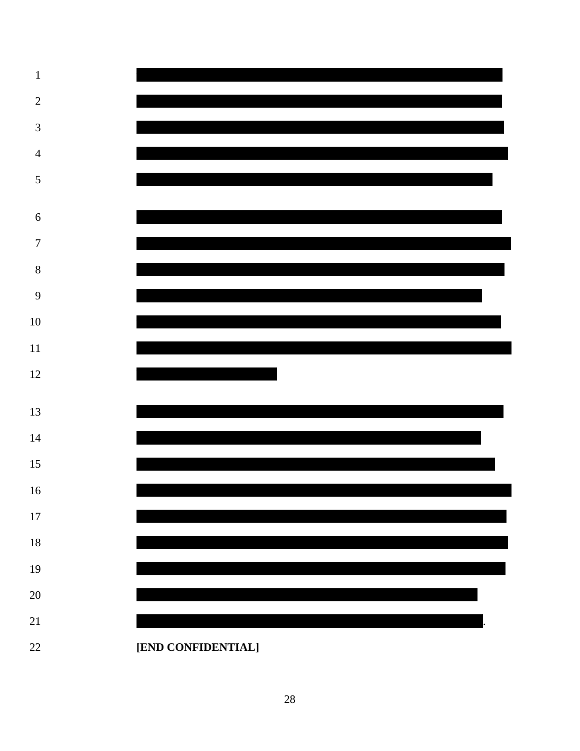[END CONFIDENTIAL]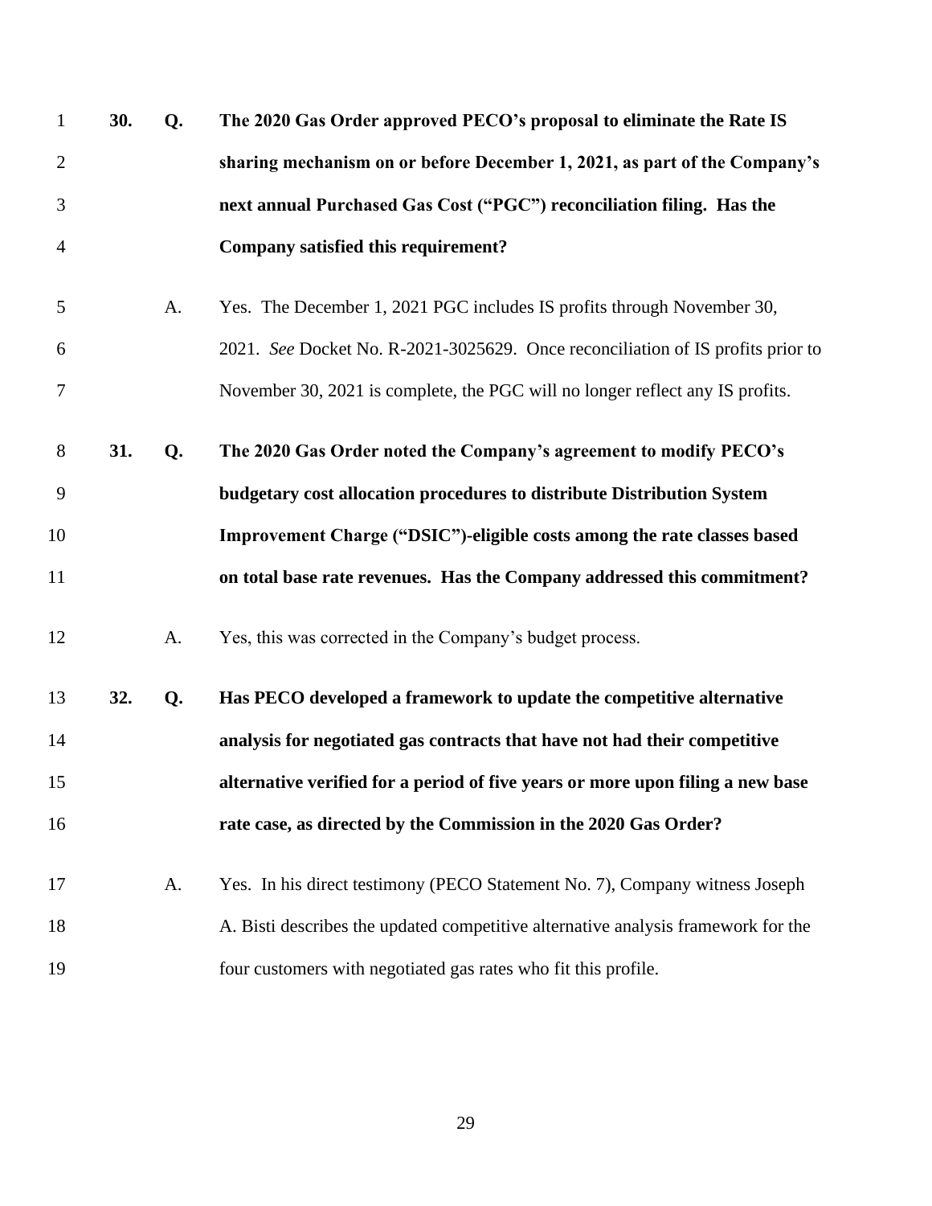**30. Q. The 2020 Gas Order approved PECO's proposal to eliminate the Rate IS sharing mechanism on or before December 1, 2021, as part of the Company's next annual Purchased Gas Cost ("PGC") reconciliation filing. Has the Company satisfied this requirement?**

A. Yes. The December 1, 2021 PGC includes IS profits through November 30, 2021. *See* Docket No. R-2021-3025629. Once reconciliation of IS profits prior to November 30, 2021 is complete, the PGC will no longer reflect any IS profits.

**31. Q. The 2020 Gas Order noted the Company's agreement to modify PECO's budgetary cost allocation procedures to distribute Distribution System Improvement Charge ("DSIC")-eligible costs among the rate classes based on total base rate revenues. Has the Company addressed this commitment?**

A. Yes, this was corrected in the Company's budget process.

**32. Q. Has PECO developed a framework to update the competitive alternative analysis for negotiated gas contracts that have not had their competitive alternative verified for a period of five years or more upon filing a new base rate case, as directed by the Commission in the 2020 Gas Order?**

A. Yes. In his direct testimony (PECO Statement No. 7), Company witness Joseph A. Bisti describes the updated competitive alternative analysis framework for the four customers with negotiated gas rates who fit this profile.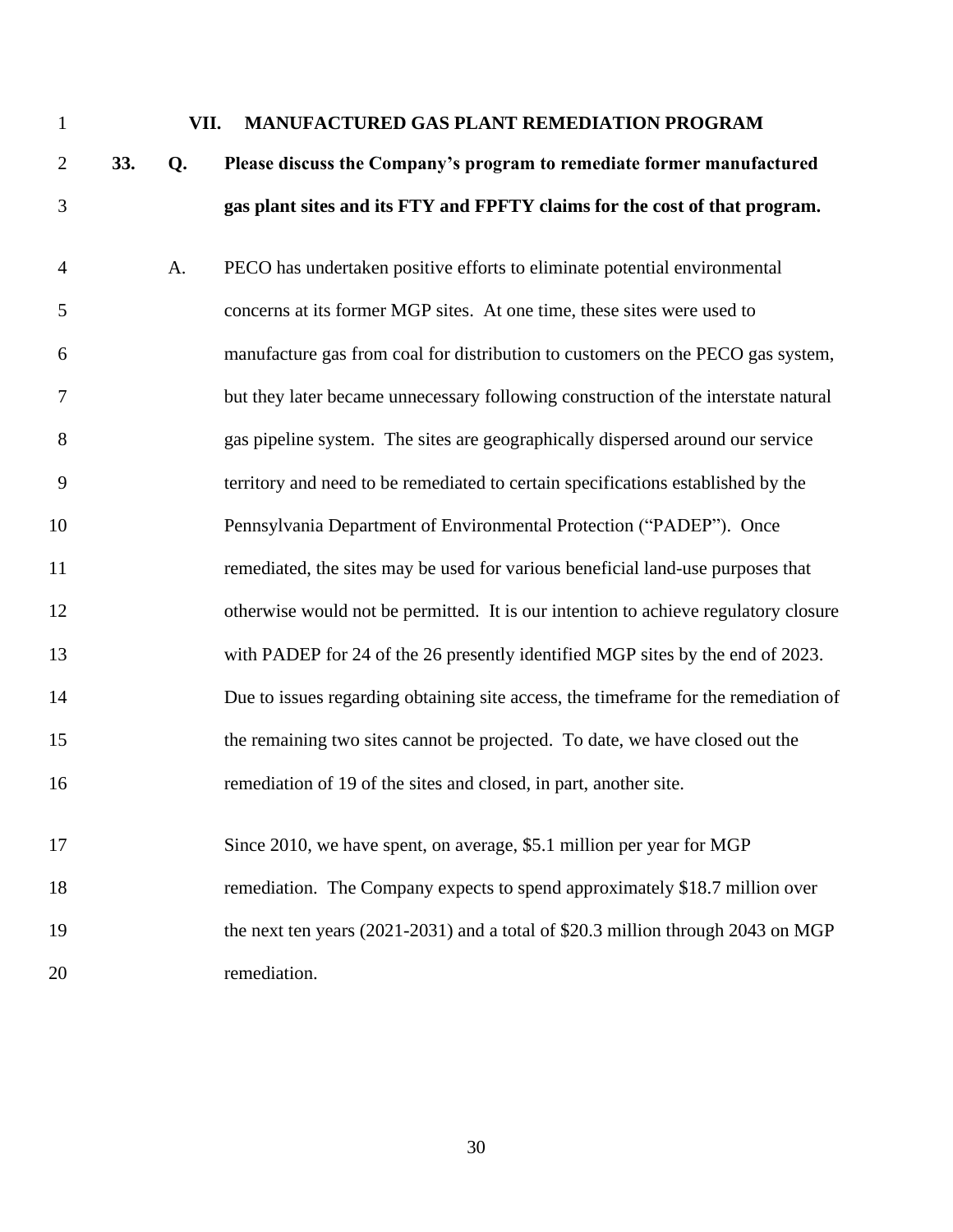## VII. MANUFACTURED GAS PLANT REMEDIATION PROGRAM

**33. Q. Please discuss the Company's program to remediate former manufactured gas plant sites and its FTY and FPFTY claims for the cost of that program.**

A. PECO has undertaken positive efforts to eliminate potential environmental concerns at its former MGP sites. At one time, these sites were used to manufacture gas from coal for distribution to customers on the PECO gas system, but they later became unnecessary following construction of the interstate natural gas pipeline system. The sites are geographically dispersed around our service territory and need to be remediated to certain specifications established by the Pennsylvania Department of Environmental Protection ("PADEP"). Once remediated, the sites may be used for various beneficial land-use purposes that otherwise would not be permitted. It is our intention to achieve regulatory closure with PADEP for 24 of the 26 presently identified MGP sites by the end of 2023. Due to issues regarding obtaining site access, the timeframe for the remediation of the remaining two sites cannot be projected. To date, we have closed out the remediation of 19 of the sites and closed, in part, another site.

Since 2010, we have spent, on average, \$5.1 million per year for MGP remediation. The Company expects to spend approximately \$18.7 million over the next ten years (2021-2031) and a total of \$20.3 million through 2043 on MGP remediation.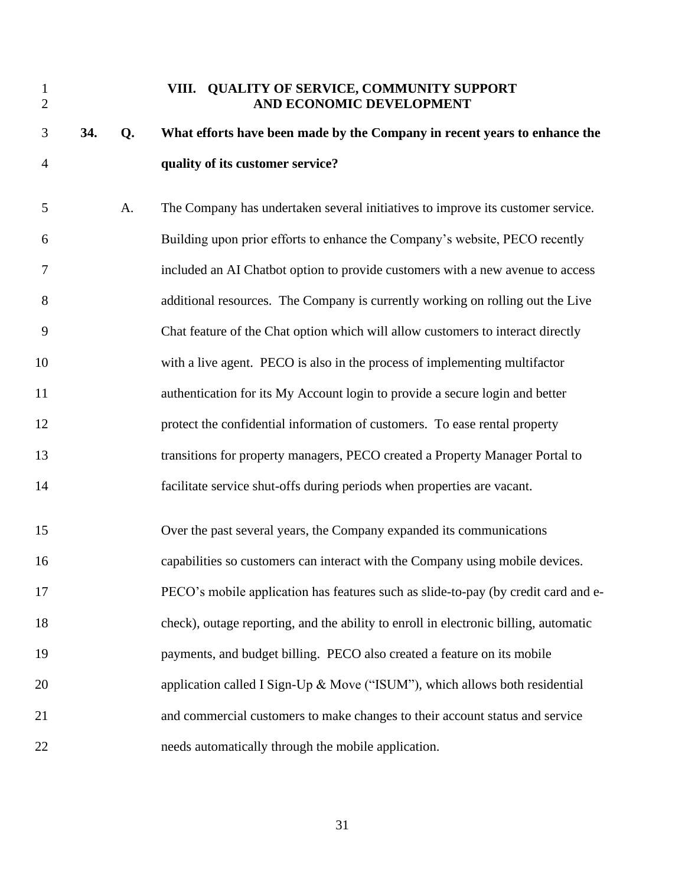## VIII. QUALITY OF SERVICE, COMMUNITY SUPPORT AND ECONOMIC DEVELOPMENT

**34. Q. What efforts have been made by the Company in recent years to enhance the quality of its customer service?**

A. The Company has undertaken several initiatives to improve its customer service. Building upon prior efforts to enhance the Company's website, PECO recently included an AI Chatbot option to provide customers with a new avenue to access additional resources. The Company is currently working on rolling out the Live Chat feature of the Chat option which will allow customers to interact directly with a live agent. PECO is also in the process of implementing multifactor authentication for its My Account login to provide a secure login and better protect the confidential information of customers. To ease rental property transitions for property managers, PECO created a Property Manager Portal to facilitate service shut-offs during periods when properties are vacant.

Over the past several years, the Company expanded its communications capabilities so customers can interact with the Company using mobile devices. PECO's mobile application has features such as slide-to-pay (by credit card and e-check), outage reporting, and the ability to enroll in electronic billing, automatic payments, and budget billing. PECO also created a feature on its mobile application called I Sign-Up & Move ("ISUM"), which allows both residential and commercial customers to make changes to their account status and service needs automatically through the mobile application.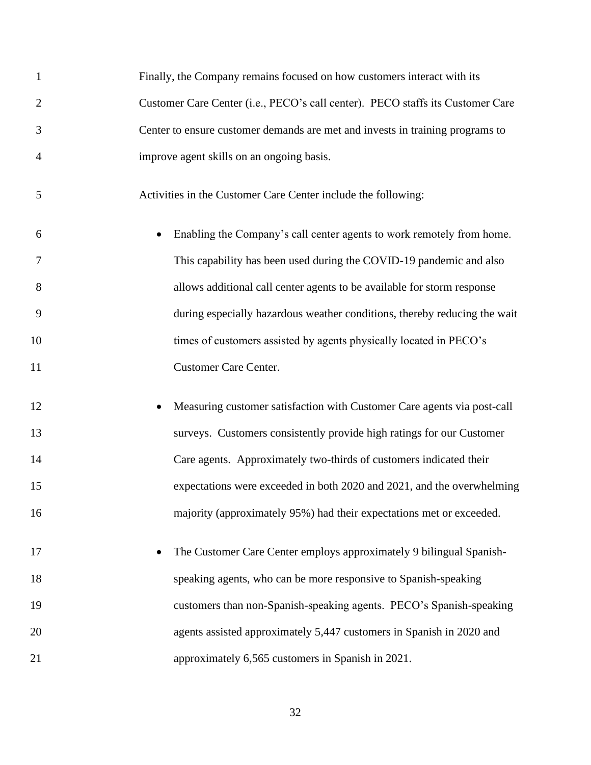Finally, the Company remains focused on how customers interact with its Customer Care Center (i.e., PECO's call center). PECO staffs its Customer Care Center to ensure customer demands are met and invests in training programs to improve agent skills on an ongoing basis.

Activities in the Customer Care Center include the following:

- Enabling the Company's call center agents to work remotely from home. This capability has been used during the COVID-19 pandemic and also allows additional call center agents to be available for storm response during especially hazardous weather conditions, thereby reducing the wait times of customers assisted by agents physically located in PECO's Customer Care Center.

- Measuring customer satisfaction with Customer Care agents via post-call surveys. Customers consistently provide high ratings for our Customer Care agents. Approximately two-thirds of customers indicated their expectations were exceeded in both 2020 and 2021, and the overwhelming majority (approximately 95%) had their expectations met or exceeded.

- The Customer Care Center employs approximately 9 bilingual Spanish-speaking agents, who can be more responsive to Spanish-speaking customers than non-Spanish-speaking agents. PECO's Spanish-speaking agents assisted approximately 5,447 customers in Spanish in 2020 and approximately 6,565 customers in Spanish in 2021.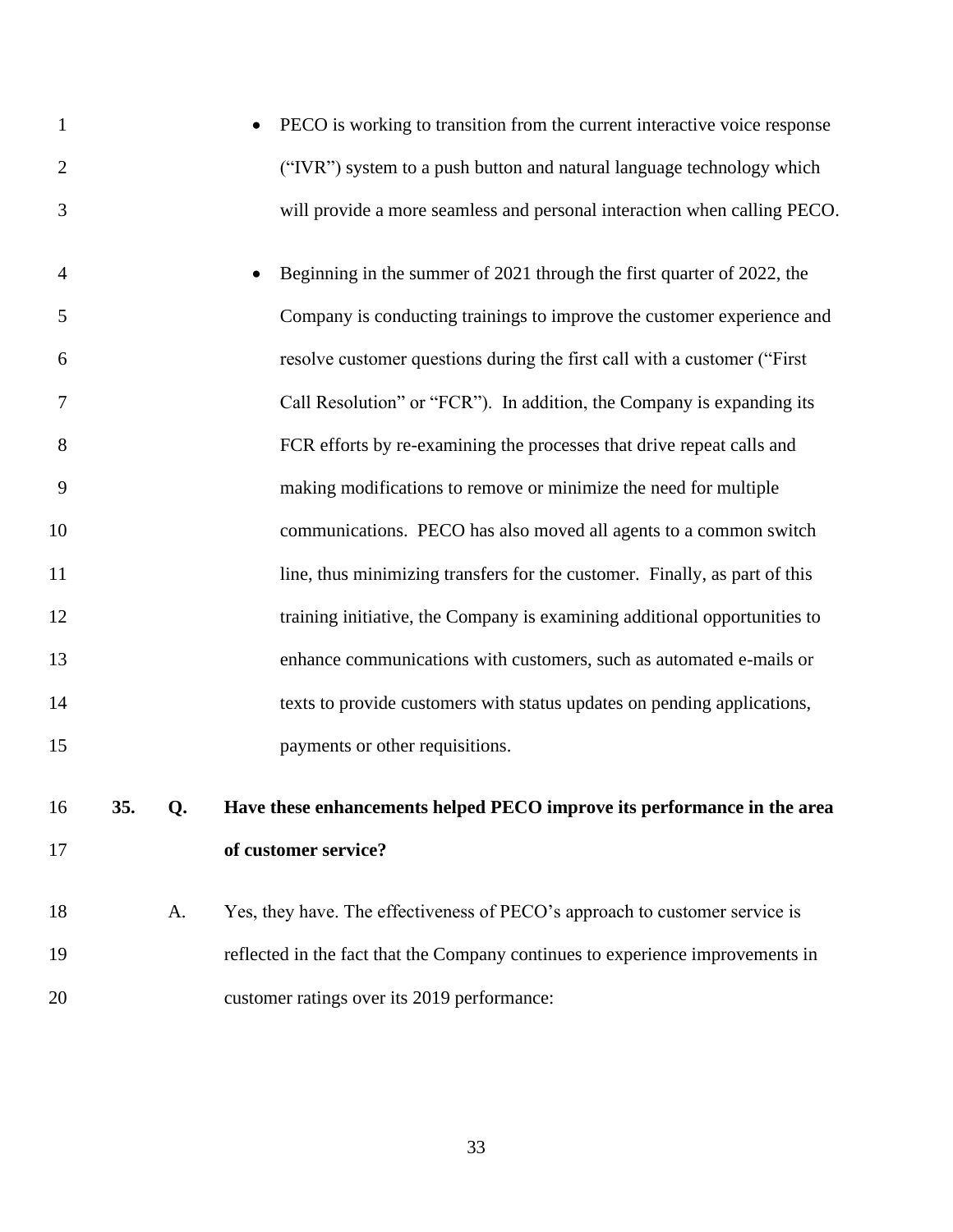- PECO is working to transition from the current interactive voice response ("IVR") system to a push button and natural language technology which will provide a more seamless and personal interaction when calling PECO.

- Beginning in the summer of 2021 through the first quarter of 2022, the Company is conducting trainings to improve the customer experience and resolve customer questions during the first call with a customer ("First Call Resolution" or "FCR"). In addition, the Company is expanding its FCR efforts by re-examining the processes that drive repeat calls and making modifications to remove or minimize the need for multiple communications. PECO has also moved all agents to a common switch line, thus minimizing transfers for the customer. Finally, as part of this training initiative, the Company is examining additional opportunities to enhance communications with customers, such as automated e-mails or texts to provide customers with status updates on pending applications, payments or other requisitions.

**35. Q. Have these enhancements helped PECO improve its performance in the area of customer service?**

A. Yes, they have. The effectiveness of PECO's approach to customer service is reflected in the fact that the Company continues to experience improvements in customer ratings over its 2019 performance: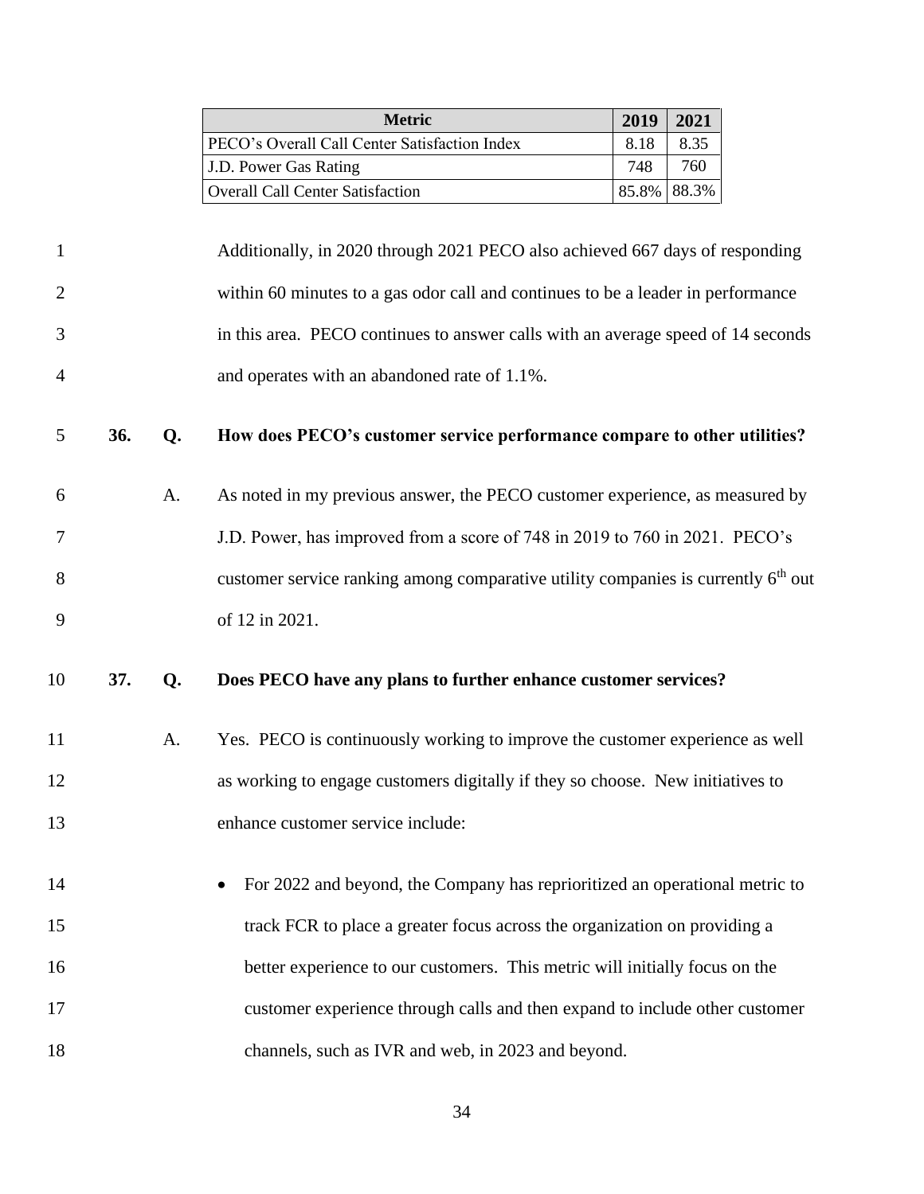| Metric | 2019 | 2021 |
|---|---|---|
| PECO's Overall Call Center Satisfaction Index | 8.18 | 8.35 |
| J.D. Power Gas Rating | 748 | 760 |
| Overall Call Center Satisfaction | 85.8% | 88.3% |

Additionally, in 2020 through 2021 PECO also achieved 667 days of responding within 60 minutes to a gas odor call and continues to be a leader in performance in this area. PECO continues to answer calls with an average speed of 14 seconds and operates with an abandoned rate of 1.1%.

**36. Q. How does PECO's customer service performance compare to other utilities?**

A. As noted in my previous answer, the PECO customer experience, as measured by J.D. Power, has improved from a score of 748 in 2019 to 760 in 2021. PECO's customer service ranking among comparative utility companies is currently 6th out of 12 in 2021.

**37. Q. Does PECO have any plans to further enhance customer services?**

A. Yes. PECO is continuously working to improve the customer experience as well as working to engage customers digitally if they so choose. New initiatives to enhance customer service include:

- For 2022 and beyond, the Company has reprioritized an operational metric to track FCR to place a greater focus across the organization on providing a better experience to our customers. This metric will initially focus on the customer experience through calls and then expand to include other customer channels, such as IVR and web, in 2023 and beyond.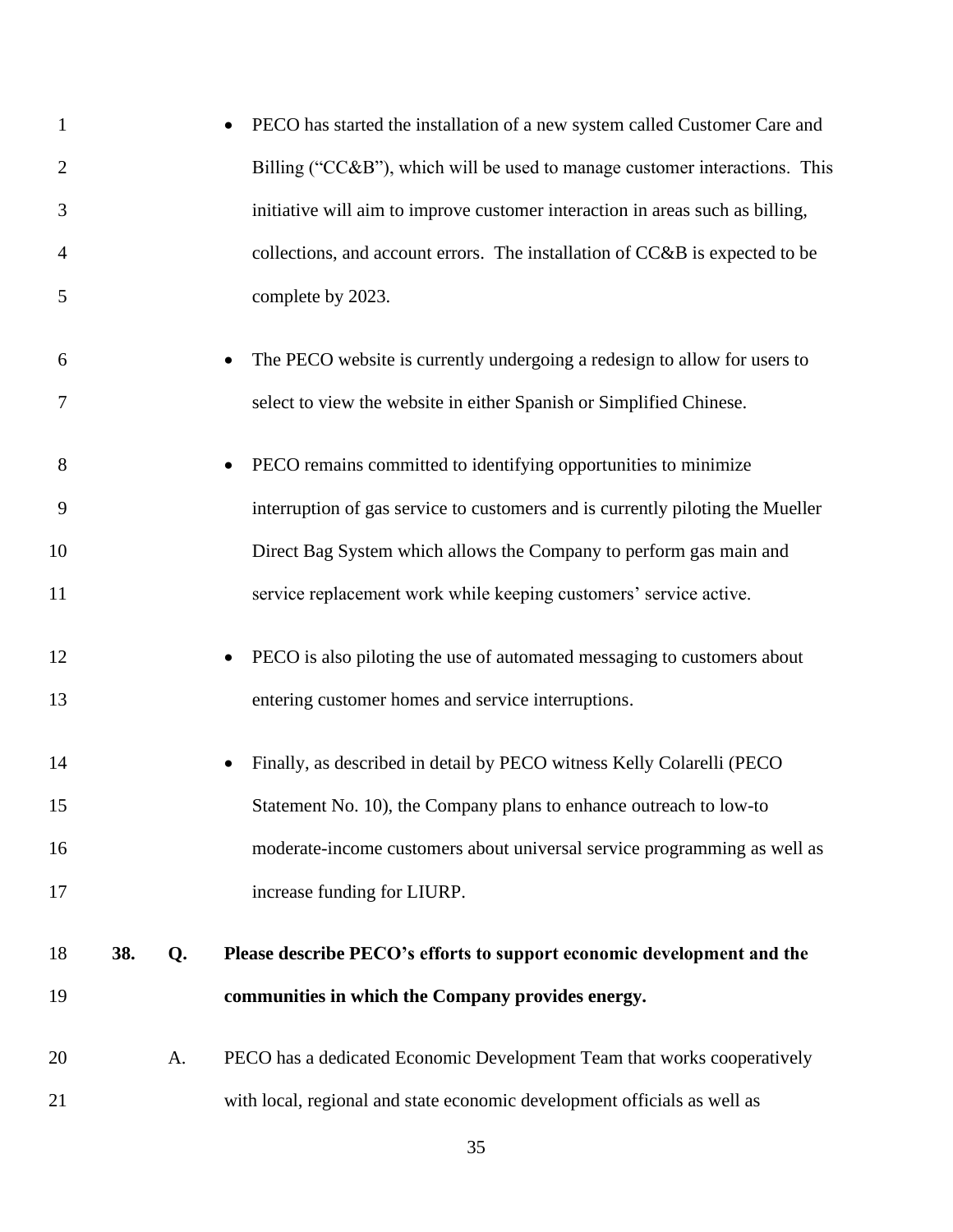- PECO has started the installation of a new system called Customer Care and Billing ("CC&B"), which will be used to manage customer interactions. This initiative will aim to improve customer interaction in areas such as billing, collections, and account errors. The installation of CC&B is expected to be complete by 2023.

- The PECO website is currently undergoing a redesign to allow for users to select to view the website in either Spanish or Simplified Chinese.

- PECO remains committed to identifying opportunities to minimize interruption of gas service to customers and is currently piloting the Mueller Direct Bag System which allows the Company to perform gas main and service replacement work while keeping customers' service active.

- PECO is also piloting the use of automated messaging to customers about entering customer homes and service interruptions.

- Finally, as described in detail by PECO witness Kelly Colarelli (PECO Statement No. 10), the Company plans to enhance outreach to low-to moderate-income customers about universal service programming as well as increase funding for LIURP.

**38. Q. Please describe PECO's efforts to support economic development and the communities in which the Company provides energy.**

A. PECO has a dedicated Economic Development Team that works cooperatively with local, regional and state economic development officials as well as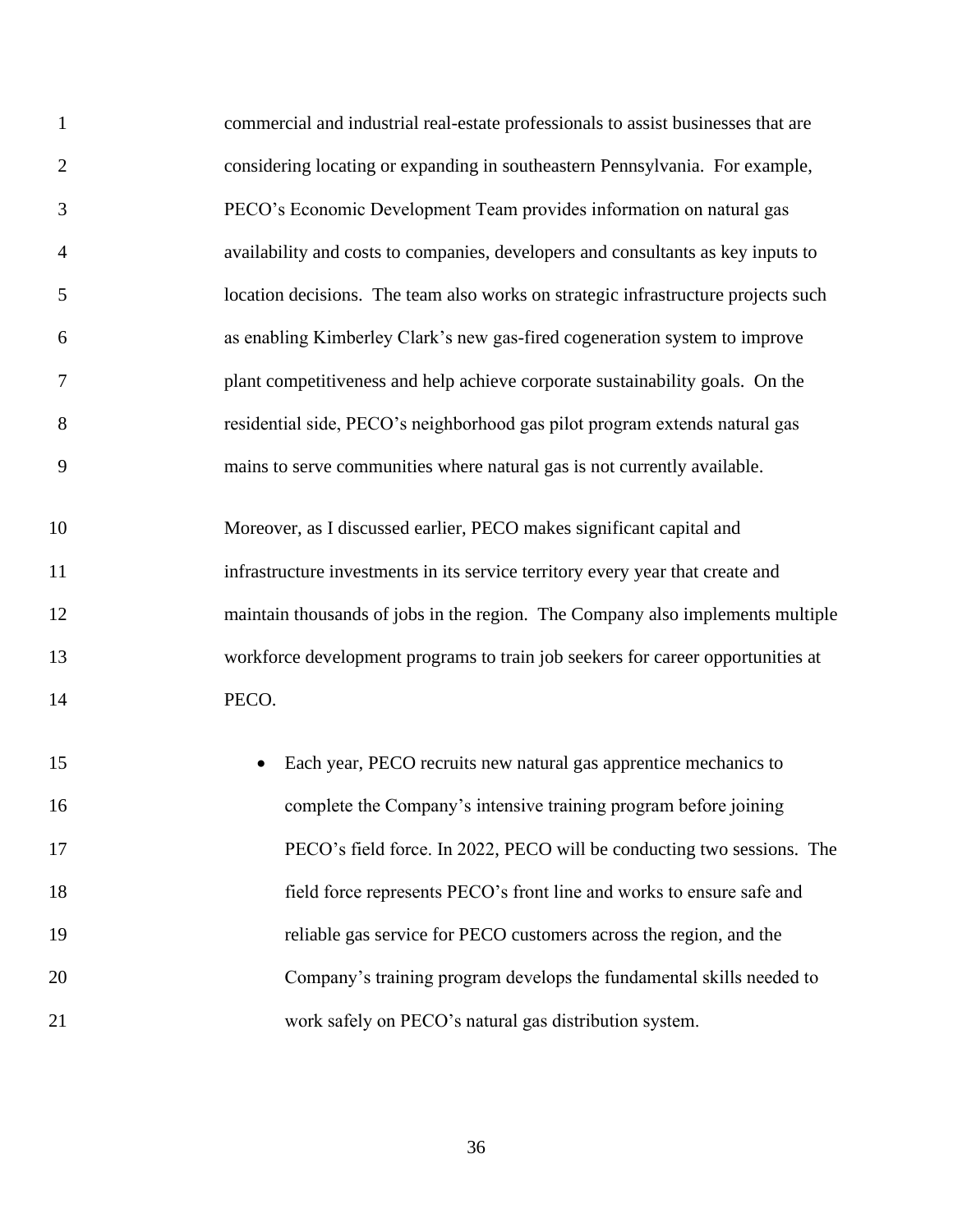commercial and industrial real-estate professionals to assist businesses that are considering locating or expanding in southeastern Pennsylvania. For example, PECO's Economic Development Team provides information on natural gas availability and costs to companies, developers and consultants as key inputs to location decisions. The team also works on strategic infrastructure projects such as enabling Kimberley Clark's new gas-fired cogeneration system to improve plant competitiveness and help achieve corporate sustainability goals. On the residential side, PECO's neighborhood gas pilot program extends natural gas mains to serve communities where natural gas is not currently available.

Moreover, as I discussed earlier, PECO makes significant capital and infrastructure investments in its service territory every year that create and maintain thousands of jobs in the region. The Company also implements multiple workforce development programs to train job seekers for career opportunities at PECO.

- Each year, PECO recruits new natural gas apprentice mechanics to complete the Company's intensive training program before joining PECO's field force. In 2022, PECO will be conducting two sessions. The field force represents PECO's front line and works to ensure safe and reliable gas service for PECO customers across the region, and the Company's training program develops the fundamental skills needed to work safely on PECO's natural gas distribution system.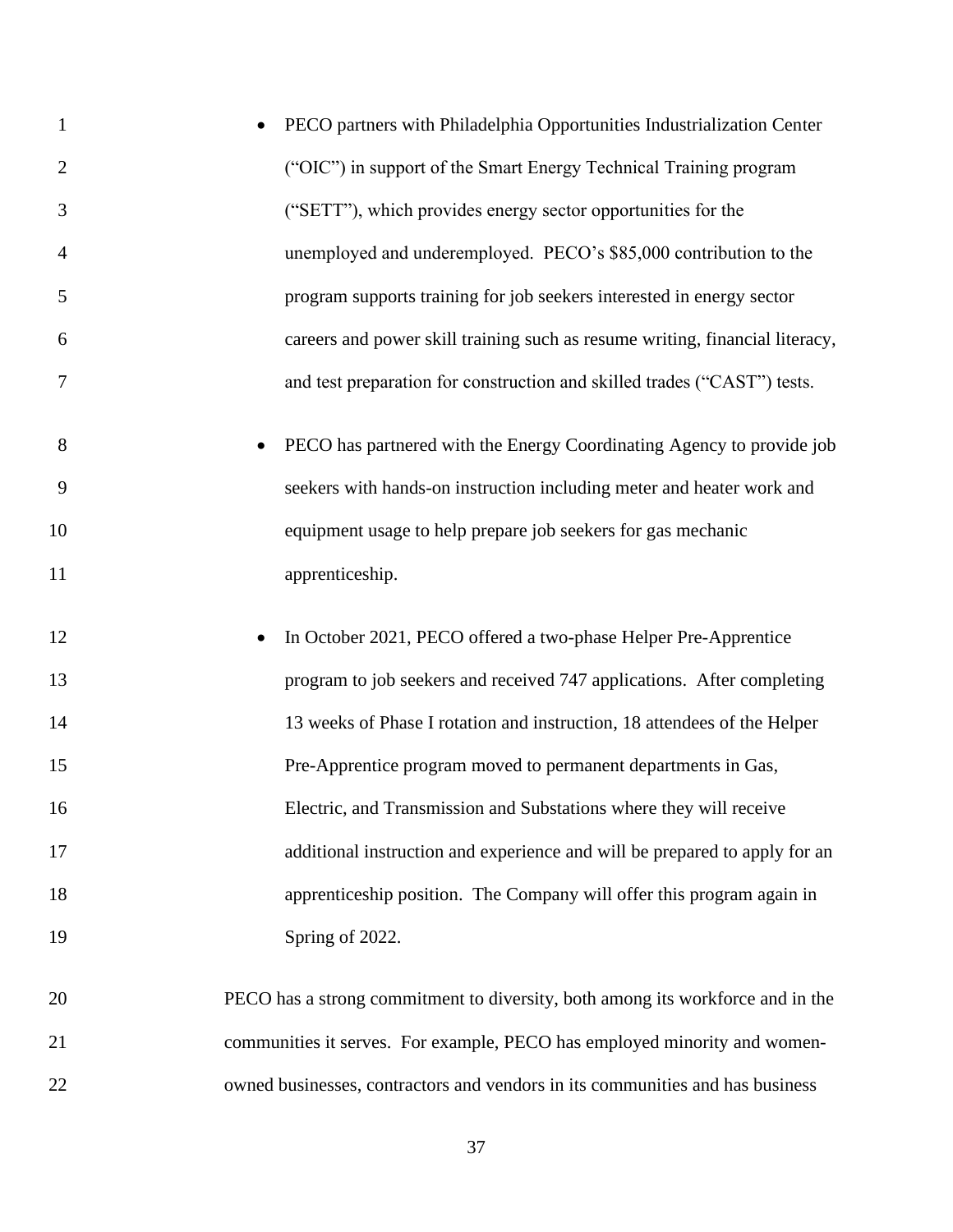- PECO partners with Philadelphia Opportunities Industrialization Center ("OIC") in support of the Smart Energy Technical Training program ("SETT"), which provides energy sector opportunities for the unemployed and underemployed. PECO's $85,000 contribution to the program supports training for job seekers interested in energy sector careers and power skill training such as resume writing, financial literacy, and test preparation for construction and skilled trades ("CAST") tests.

- PECO has partnered with the Energy Coordinating Agency to provide job seekers with hands-on instruction including meter and heater work and equipment usage to help prepare job seekers for gas mechanic apprenticeship.

- In October 2021, PECO offered a two-phase Helper Pre-Apprentice program to job seekers and received 747 applications. After completing 13 weeks of Phase I rotation and instruction, 18 attendees of the Helper Pre-Apprentice program moved to permanent departments in Gas, Electric, and Transmission and Substations where they will receive additional instruction and experience and will be prepared to apply for an apprenticeship position. The Company will offer this program again in Spring of 2022.

PECO has a strong commitment to diversity, both among its workforce and in the communities it serves. For example, PECO has employed minority and women-owned businesses, contractors and vendors in its communities and has business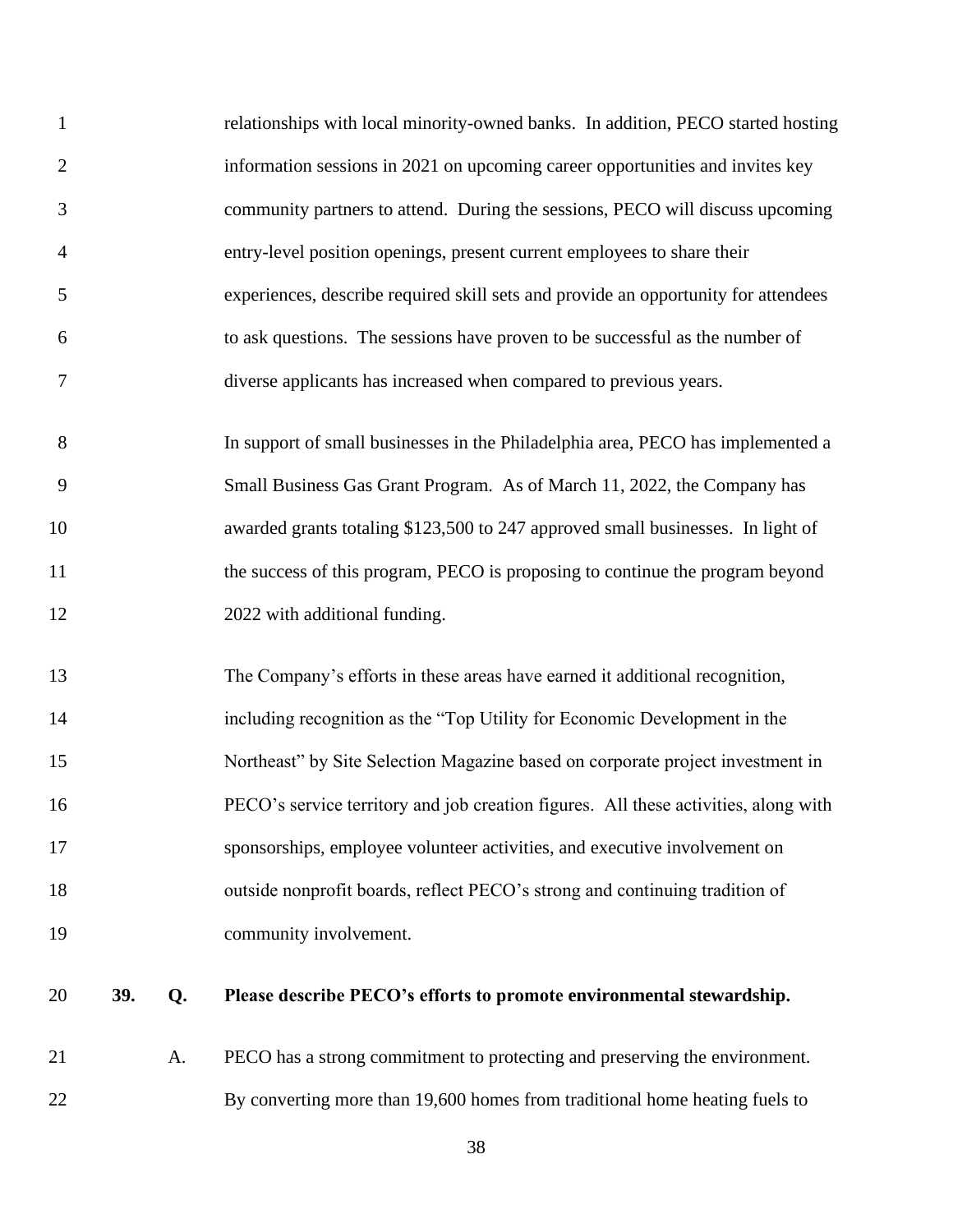relationships with local minority-owned banks. In addition, PECO started hosting information sessions in 2021 on upcoming career opportunities and invites key community partners to attend. During the sessions, PECO will discuss upcoming entry-level position openings, present current employees to share their experiences, describe required skill sets and provide an opportunity for attendees to ask questions. The sessions have proven to be successful as the number of diverse applicants has increased when compared to previous years.

In support of small businesses in the Philadelphia area, PECO has implemented a Small Business Gas Grant Program. As of March 11, 2022, the Company has awarded grants totaling $123,500 to 247 approved small businesses. In light of the success of this program, PECO is proposing to continue the program beyond 2022 with additional funding.

The Company's efforts in these areas have earned it additional recognition, including recognition as the "Top Utility for Economic Development in the Northeast" by Site Selection Magazine based on corporate project investment in PECO's service territory and job creation figures. All these activities, along with sponsorships, employee volunteer activities, and executive involvement on outside nonprofit boards, reflect PECO's strong and continuing tradition of community involvement.

**39. Q. Please describe PECO's efforts to promote environmental stewardship.**

A. PECO has a strong commitment to protecting and preserving the environment. By converting more than 19,600 homes from traditional home heating fuels to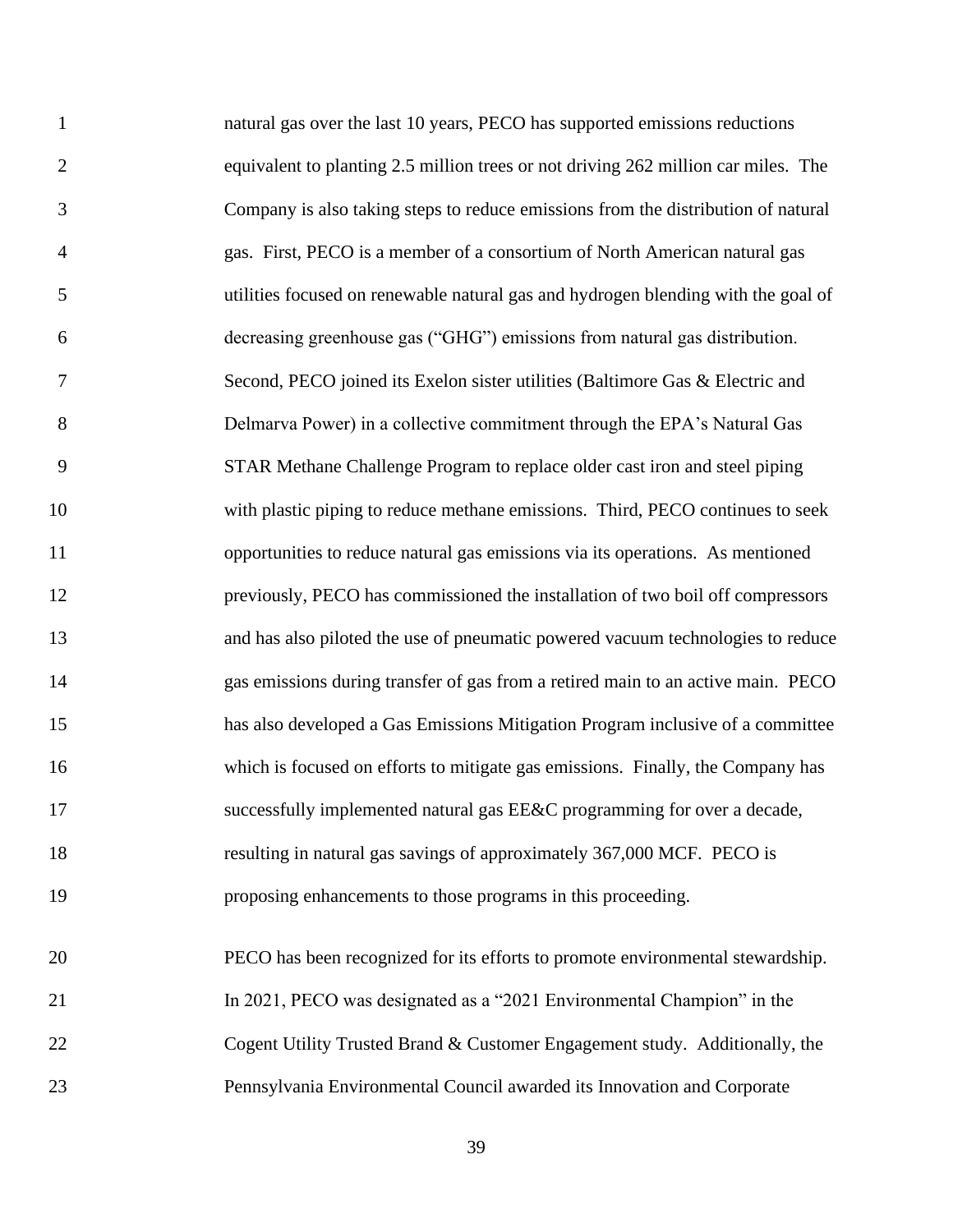natural gas over the last 10 years, PECO has supported emissions reductions equivalent to planting 2.5 million trees or not driving 262 million car miles. The Company is also taking steps to reduce emissions from the distribution of natural gas. First, PECO is a member of a consortium of North American natural gas utilities focused on renewable natural gas and hydrogen blending with the goal of decreasing greenhouse gas ("GHG") emissions from natural gas distribution. Second, PECO joined its Exelon sister utilities (Baltimore Gas & Electric and Delmarva Power) in a collective commitment through the EPA's Natural Gas STAR Methane Challenge Program to replace older cast iron and steel piping with plastic piping to reduce methane emissions. Third, PECO continues to seek opportunities to reduce natural gas emissions via its operations. As mentioned previously, PECO has commissioned the installation of two boil off compressors and has also piloted the use of pneumatic powered vacuum technologies to reduce gas emissions during transfer of gas from a retired main to an active main. PECO has also developed a Gas Emissions Mitigation Program inclusive of a committee which is focused on efforts to mitigate gas emissions. Finally, the Company has successfully implemented natural gas EE&C programming for over a decade, resulting in natural gas savings of approximately 367,000 MCF. PECO is proposing enhancements to those programs in this proceeding.

PECO has been recognized for its efforts to promote environmental stewardship. In 2021, PECO was designated as a "2021 Environmental Champion" in the Cogent Utility Trusted Brand & Customer Engagement study. Additionally, the Pennsylvania Environmental Council awarded its Innovation and Corporate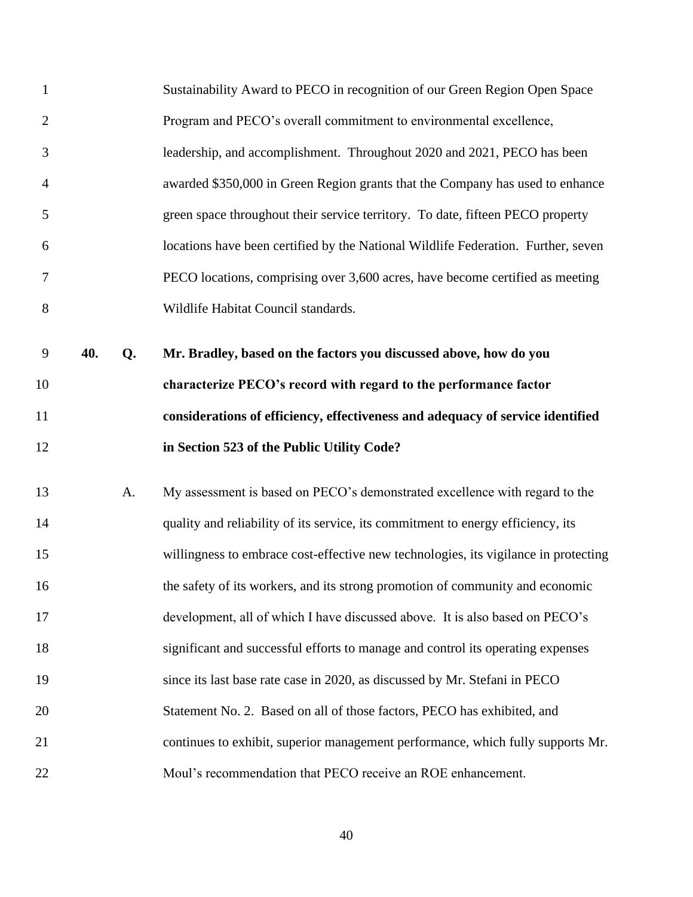Sustainability Award to PECO in recognition of our Green Region Open Space Program and PECO's overall commitment to environmental excellence, leadership, and accomplishment. Throughout 2020 and 2021, PECO has been awarded $350,000 in Green Region grants that the Company has used to enhance green space throughout their service territory. To date, fifteen PECO property locations have been certified by the National Wildlife Federation. Further, seven PECO locations, comprising over 3,600 acres, have become certified as meeting Wildlife Habitat Council standards.

**40. Q. Mr. Bradley, based on the factors you discussed above, how do you characterize PECO's record with regard to the performance factor considerations of efficiency, effectiveness and adequacy of service identified in Section 523 of the Public Utility Code?**

A. My assessment is based on PECO's demonstrated excellence with regard to the quality and reliability of its service, its commitment to energy efficiency, its willingness to embrace cost-effective new technologies, its vigilance in protecting the safety of its workers, and its strong promotion of community and economic development, all of which I have discussed above. It is also based on PECO's significant and successful efforts to manage and control its operating expenses since its last base rate case in 2020, as discussed by Mr. Stefani in PECO Statement No. 2. Based on all of those factors, PECO has exhibited, and continues to exhibit, superior management performance, which fully supports Mr. Moul's recommendation that PECO receive an ROE enhancement.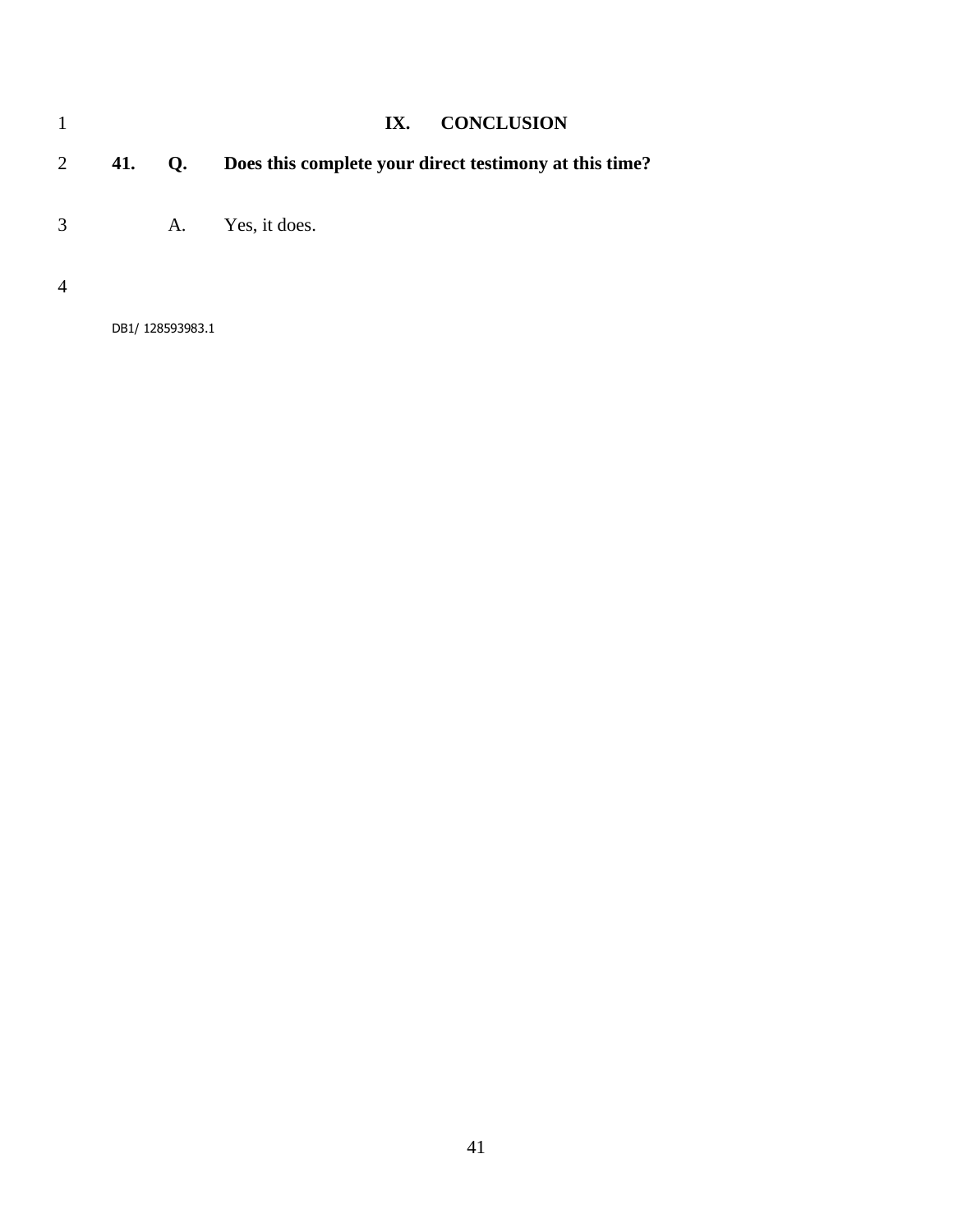## IX. CONCLUSION

**41. Q. Does this complete your direct testimony at this time?**

A. Yes, it does.

DB1/ 128593983.1